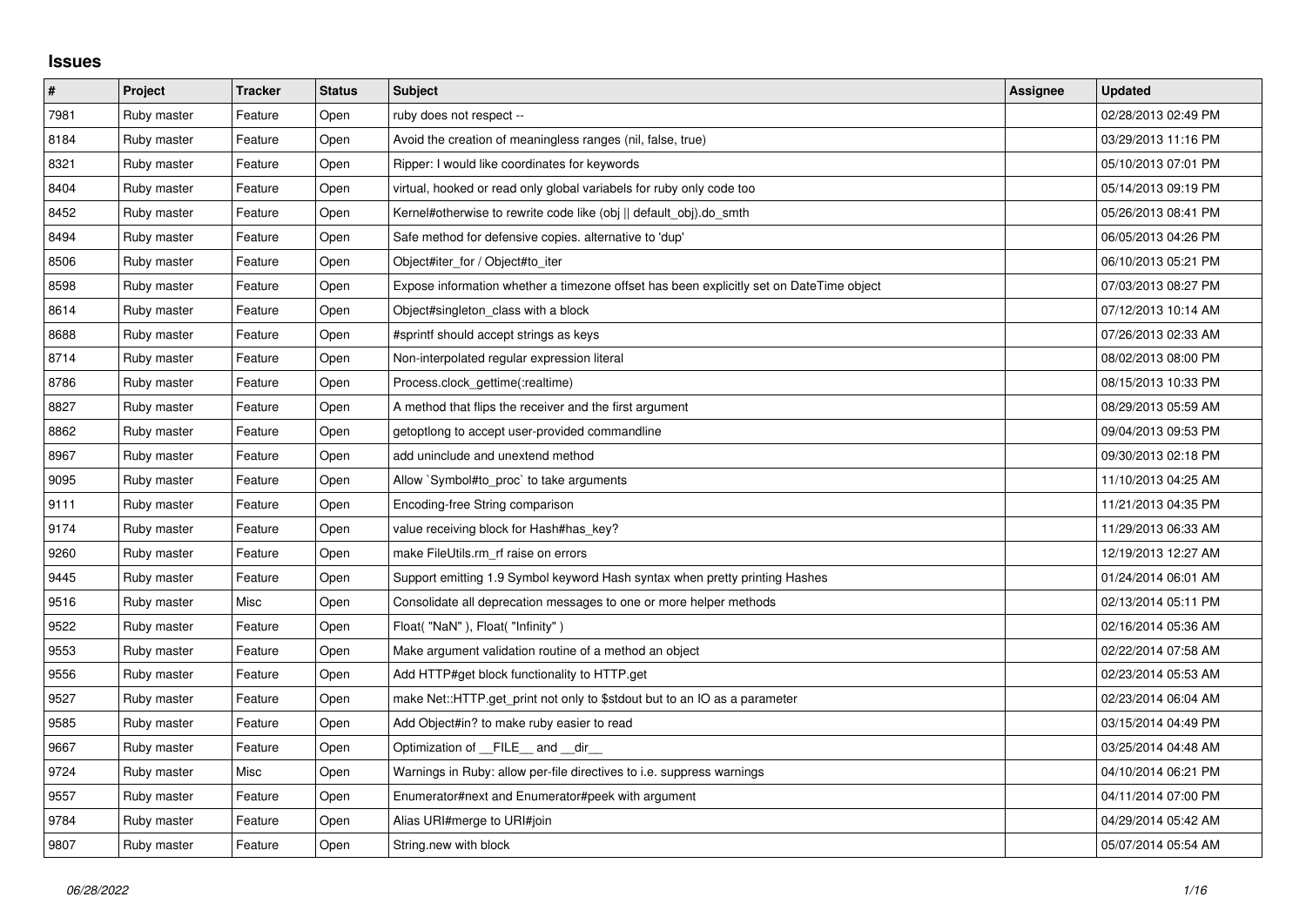# Issues

| # | Project | Tracker | Status | Subject | Assignee | Updated |
|---|---|---|---|---|---|---|
| 7981 | Ruby master | Feature | Open | ruby does not respect -- | | 02/28/2013 02:49 PM |
| 8184 | Ruby master | Feature | Open | Avoid the creation of meaningless ranges (nil, false, true) | | 03/29/2013 11:16 PM |
| 8321 | Ruby master | Feature | Open | Ripper: I would like coordinates for keywords | | 05/10/2013 07:01 PM |
| 8404 | Ruby master | Feature | Open | virtual, hooked or read only global variabels for ruby only code too | | 05/14/2013 09:19 PM |
| 8452 | Ruby master | Feature | Open | Kernel#otherwise to rewrite code like (obj \|\| default_obj).do_smth | | 05/26/2013 08:41 PM |
| 8494 | Ruby master | Feature | Open | Safe method for defensive copies. alternative to 'dup' | | 06/05/2013 04:26 PM |
| 8506 | Ruby master | Feature | Open | Object#iter_for / Object#to_iter | | 06/10/2013 05:21 PM |
| 8598 | Ruby master | Feature | Open | Expose information whether a timezone offset has been explicitly set on DateTime object | | 07/03/2013 08:27 PM |
| 8614 | Ruby master | Feature | Open | Object#singleton_class with a block | | 07/12/2013 10:14 AM |
| 8688 | Ruby master | Feature | Open | #sprintf should accept strings as keys | | 07/26/2013 02:33 AM |
| 8714 | Ruby master | Feature | Open | Non-interpolated regular expression literal | | 08/02/2013 08:00 PM |
| 8786 | Ruby master | Feature | Open | Process.clock_gettime(:realtime) | | 08/15/2013 10:33 PM |
| 8827 | Ruby master | Feature | Open | A method that flips the receiver and the first argument | | 08/29/2013 05:59 AM |
| 8862 | Ruby master | Feature | Open | getoptlong to accept user-provided commandline | | 09/04/2013 09:53 PM |
| 8967 | Ruby master | Feature | Open | add uninclude and unextend method | | 09/30/2013 02:18 PM |
| 9095 | Ruby master | Feature | Open | Allow `Symbol#to_proc` to take arguments | | 11/10/2013 04:25 AM |
| 9111 | Ruby master | Feature | Open | Encoding-free String comparison | | 11/21/2013 04:35 PM |
| 9174 | Ruby master | Feature | Open | value receiving block for Hash#has_key? | | 11/29/2013 06:33 AM |
| 9260 | Ruby master | Feature | Open | make FileUtils.rm_rf raise on errors | | 12/19/2013 12:27 AM |
| 9445 | Ruby master | Feature | Open | Support emitting 1.9 Symbol keyword Hash syntax when pretty printing Hashes | | 01/24/2014 06:01 AM |
| 9516 | Ruby master | Misc | Open | Consolidate all deprecation messages to one or more helper methods | | 02/13/2014 05:11 PM |
| 9522 | Ruby master | Feature | Open | Float( "NaN" ), Float( "Infinity" ) | | 02/16/2014 05:36 AM |
| 9553 | Ruby master | Feature | Open | Make argument validation routine of a method an object | | 02/22/2014 07:58 AM |
| 9556 | Ruby master | Feature | Open | Add HTTP#get block functionality to HTTP.get | | 02/23/2014 05:53 AM |
| 9527 | Ruby master | Feature | Open | make Net::HTTP.get_print not only to $stdout but to an IO as a parameter | | 02/23/2014 06:04 AM |
| 9585 | Ruby master | Feature | Open | Add Object#in? to make ruby easier to read | | 03/15/2014 04:49 PM |
| 9667 | Ruby master | Feature | Open | Optimization of __FILE__ and __dir__ | | 03/25/2014 04:48 AM |
| 9724 | Ruby master | Misc | Open | Warnings in Ruby: allow per-file directives to i.e. suppress warnings | | 04/10/2014 06:21 PM |
| 9557 | Ruby master | Feature | Open | Enumerator#next and Enumerator#peek with argument | | 04/11/2014 07:00 PM |
| 9784 | Ruby master | Feature | Open | Alias URI#merge to URI#join | | 04/29/2014 05:42 AM |
| 9807 | Ruby master | Feature | Open | String.new with block | | 05/07/2014 05:54 AM |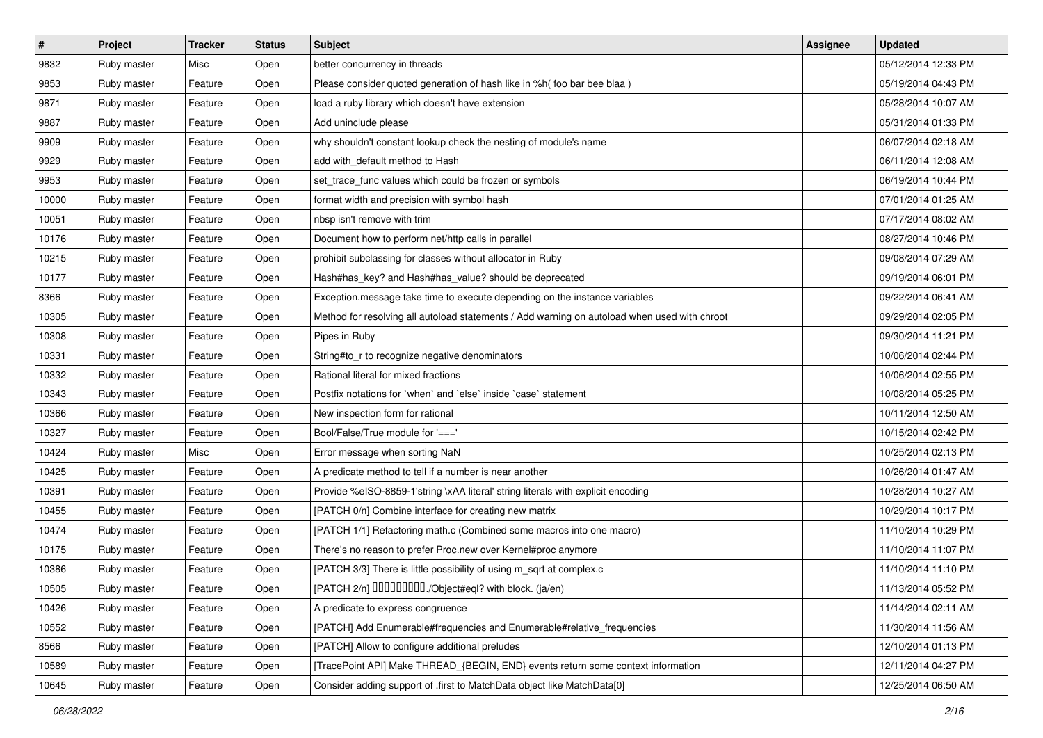| # | Project | Tracker | Status | Subject | Assignee | Updated |
|---|---|---|---|---|---|---|
| 9832 | Ruby master | Misc | Open | better concurrency in threads | | 05/12/2014 12:33 PM |
| 9853 | Ruby master | Feature | Open | Please consider quoted generation of hash like in %h( foo bar bee blaa ) | | 05/19/2014 04:43 PM |
| 9871 | Ruby master | Feature | Open | load a ruby library which doesn't have extension | | 05/28/2014 10:07 AM |
| 9887 | Ruby master | Feature | Open | Add uninclude please | | 05/31/2014 01:33 PM |
| 9909 | Ruby master | Feature | Open | why shouldn't constant lookup check the nesting of module's name | | 06/07/2014 02:18 AM |
| 9929 | Ruby master | Feature | Open | add with_default method to Hash | | 06/11/2014 12:08 AM |
| 9953 | Ruby master | Feature | Open | set_trace_func values which could be frozen or symbols | | 06/19/2014 10:44 PM |
| 10000 | Ruby master | Feature | Open | format width and precision with symbol hash | | 07/01/2014 01:25 AM |
| 10051 | Ruby master | Feature | Open | nbsp isn't remove with trim | | 07/17/2014 08:02 AM |
| 10176 | Ruby master | Feature | Open | Document how to perform net/http calls in parallel | | 08/27/2014 10:46 PM |
| 10215 | Ruby master | Feature | Open | prohibit subclassing for classes without allocator in Ruby | | 09/08/2014 07:29 AM |
| 10177 | Ruby master | Feature | Open | Hash#has_key? and Hash#has_value? should be deprecated | | 09/19/2014 06:01 PM |
| 8366 | Ruby master | Feature | Open | Exception.message take time to execute depending on the instance variables | | 09/22/2014 06:41 AM |
| 10305 | Ruby master | Feature | Open | Method for resolving all autoload statements / Add warning on autoload when used with chroot | | 09/29/2014 02:05 PM |
| 10308 | Ruby master | Feature | Open | Pipes in Ruby | | 09/30/2014 11:21 PM |
| 10331 | Ruby master | Feature | Open | String#to_r to recognize negative denominators | | 10/06/2014 02:44 PM |
| 10332 | Ruby master | Feature | Open | Rational literal for mixed fractions | | 10/06/2014 02:55 PM |
| 10343 | Ruby master | Feature | Open | Postfix notations for `when` and `else` inside `case` statement | | 10/08/2014 05:25 PM |
| 10366 | Ruby master | Feature | Open | New inspection form for rational | | 10/11/2014 12:50 AM |
| 10327 | Ruby master | Feature | Open | Bool/False/True module for '===' | | 10/15/2014 02:42 PM |
| 10424 | Ruby master | Misc | Open | Error message when sorting NaN | | 10/25/2014 02:13 PM |
| 10425 | Ruby master | Feature | Open | A predicate method to tell if a number is near another | | 10/26/2014 01:47 AM |
| 10391 | Ruby master | Feature | Open | Provide %eISO-8859-1'string \xAA literal' string literals with explicit encoding | | 10/28/2014 10:27 AM |
| 10455 | Ruby master | Feature | Open | [PATCH 0/n] Combine interface for creating new matrix | | 10/29/2014 10:17 PM |
| 10474 | Ruby master | Feature | Open | [PATCH 1/1] Refactoring math.c (Combined some macros into one macro) | | 11/10/2014 10:29 PM |
| 10175 | Ruby master | Feature | Open | There's no reason to prefer Proc.new over Kernel#proc anymore | | 11/10/2014 11:07 PM |
| 10386 | Ruby master | Feature | Open | [PATCH 3/3] There is little possibility of using m_sqrt at complex.c | | 11/10/2014 11:10 PM |
| 10505 | Ruby master | Feature | Open | [PATCH 2/n] □□□□□□□□□./Object#eql? with block. (ja/en) | | 11/13/2014 05:52 PM |
| 10426 | Ruby master | Feature | Open | A predicate to express congruence | | 11/14/2014 02:11 AM |
| 10552 | Ruby master | Feature | Open | [PATCH] Add Enumerable#frequencies and Enumerable#relative_frequencies | | 11/30/2014 11:56 AM |
| 8566 | Ruby master | Feature | Open | [PATCH] Allow to configure additional preludes | | 12/10/2014 01:13 PM |
| 10589 | Ruby master | Feature | Open | [TracePoint API] Make THREAD_{BEGIN, END} events return some context information | | 12/11/2014 04:27 PM |
| 10645 | Ruby master | Feature | Open | Consider adding support of .first to MatchData object like MatchData[0] | | 12/25/2014 06:50 AM |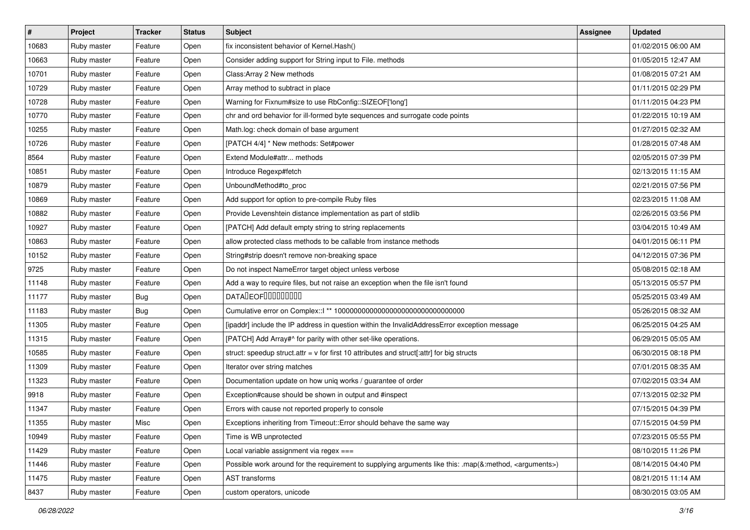| # | Project | Tracker | Status | Subject | Assignee | Updated |
|---|---|---|---|---|---|---|
| 10683 | Ruby master | Feature | Open | fix inconsistent behavior of Kernel.Hash() | | 01/02/2015 06:00 AM |
| 10663 | Ruby master | Feature | Open | Consider adding support for String input to File. methods | | 01/05/2015 12:47 AM |
| 10701 | Ruby master | Feature | Open | Class:Array 2 New methods | | 01/08/2015 07:21 AM |
| 10729 | Ruby master | Feature | Open | Array method to subtract in place | | 01/11/2015 02:29 PM |
| 10728 | Ruby master | Feature | Open | Warning for Fixnum#size to use RbConfig::SIZEOF['long'] | | 01/11/2015 04:23 PM |
| 10770 | Ruby master | Feature | Open | chr and ord behavior for ill-formed byte sequences and surrogate code points | | 01/22/2015 10:19 AM |
| 10255 | Ruby master | Feature | Open | Math.log: check domain of base argument | | 01/27/2015 02:32 AM |
| 10726 | Ruby master | Feature | Open | [PATCH 4/4] * New methods: Set#power | | 01/28/2015 07:48 AM |
| 8564 | Ruby master | Feature | Open | Extend Module#attr... methods | | 02/05/2015 07:39 PM |
| 10851 | Ruby master | Feature | Open | Introduce Regexp#fetch | | 02/13/2015 11:15 AM |
| 10879 | Ruby master | Feature | Open | UnboundMethod#to_proc | | 02/21/2015 07:56 PM |
| 10869 | Ruby master | Feature | Open | Add support for option to pre-compile Ruby files | | 02/23/2015 11:08 AM |
| 10882 | Ruby master | Feature | Open | Provide Levenshtein distance implementation as part of stdlib | | 02/26/2015 03:56 PM |
| 10927 | Ruby master | Feature | Open | [PATCH] Add default empty string to string replacements | | 03/04/2015 10:49 AM |
| 10863 | Ruby master | Feature | Open | allow protected class methods to be callable from instance methods | | 04/01/2015 06:11 PM |
| 10152 | Ruby master | Feature | Open | String#strip doesn't remove non-breaking space | | 04/12/2015 07:36 PM |
| 9725 | Ruby master | Feature | Open | Do not inspect NameError target object unless verbose | | 05/08/2015 02:18 AM |
| 11148 | Ruby master | Feature | Open | Add a way to require files, but not raise an exception when the file isn't found | | 05/13/2015 05:57 PM |
| 11177 | Ruby master | Bug | Open | DATA�EOF��������� | | 05/25/2015 03:49 AM |
| 11183 | Ruby master | Bug | Open | Cumulative error on Complex::I ** 100000000000000000000000000000000 | | 05/26/2015 08:32 AM |
| 11305 | Ruby master | Feature | Open | [ipaddr] include the IP address in question within the InvalidAddressError exception message | | 06/25/2015 04:25 AM |
| 11315 | Ruby master | Feature | Open | [PATCH] Add Array#^ for parity with other set-like operations. | | 06/29/2015 05:05 AM |
| 10585 | Ruby master | Feature | Open | struct: speedup struct.attr = v for first 10 attributes and struct[:attr] for big structs | | 06/30/2015 08:18 PM |
| 11309 | Ruby master | Feature | Open | Iterator over string matches | | 07/01/2015 08:35 AM |
| 11323 | Ruby master | Feature | Open | Documentation update on how uniq works / guarantee of order | | 07/02/2015 03:34 AM |
| 9918 | Ruby master | Feature | Open | Exception#cause should be shown in output and #inspect | | 07/13/2015 02:32 PM |
| 11347 | Ruby master | Feature | Open | Errors with cause not reported properly to console | | 07/15/2015 04:39 PM |
| 11355 | Ruby master | Misc | Open | Exceptions inheriting from Timeout::Error should behave the same way | | 07/15/2015 04:59 PM |
| 10949 | Ruby master | Feature | Open | Time is WB unprotected | | 07/23/2015 05:55 PM |
| 11429 | Ruby master | Feature | Open | Local variable assignment via regex === | | 08/10/2015 11:26 PM |
| 11446 | Ruby master | Feature | Open | Possible work around for the requirement to supplying arguments like this: .map(&:method, <arguments>) | | 08/14/2015 04:40 PM |
| 11475 | Ruby master | Feature | Open | AST transforms | | 08/21/2015 11:14 AM |
| 8437 | Ruby master | Feature | Open | custom operators, unicode | | 08/30/2015 03:05 AM |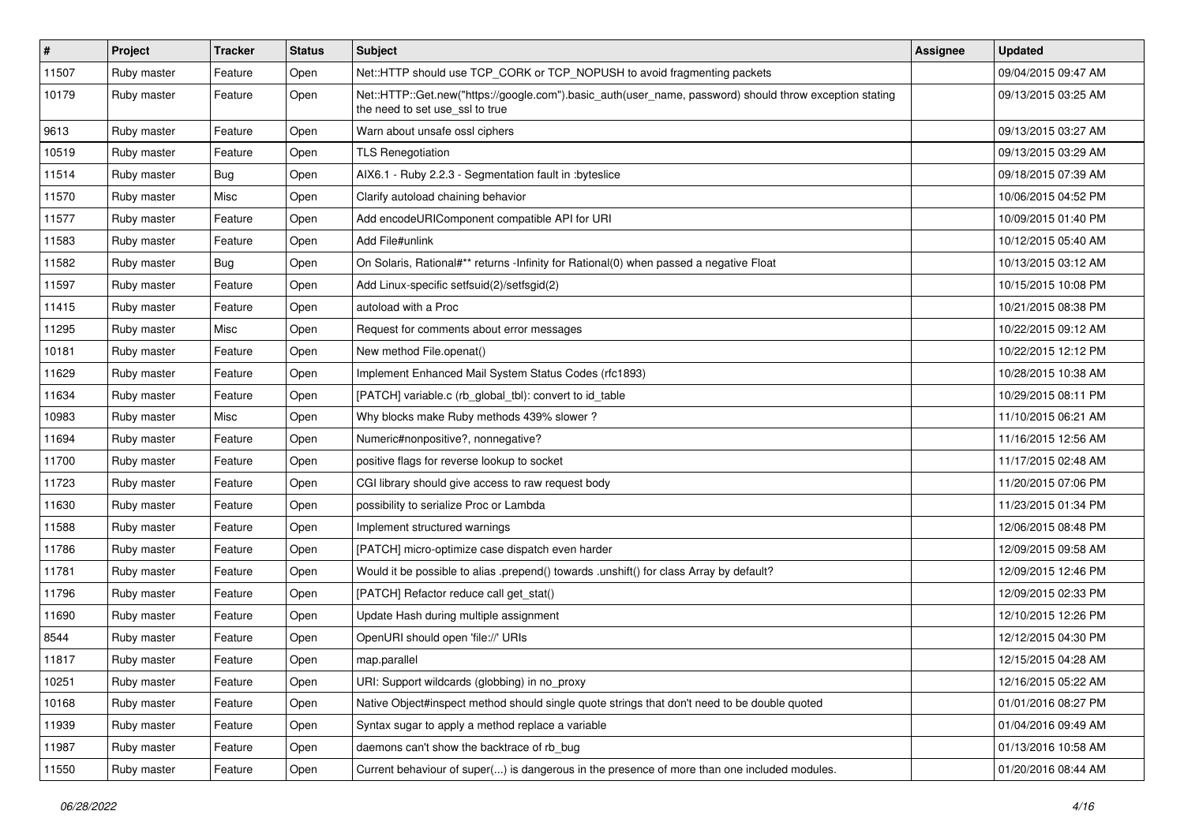| # | Project | Tracker | Status | Subject | Assignee | Updated |
| --- | --- | --- | --- | --- | --- | --- |
| 11507 | Ruby master | Feature | Open | Net::HTTP should use TCP_CORK or TCP_NOPUSH to avoid fragmenting packets | | 09/04/2015 09:47 AM |
| 10179 | Ruby master | Feature | Open | Net::HTTP::Get.new("https://google.com").basic_auth(user_name, password) should throw exception stating the need to set use_ssl to true | | 09/13/2015 03:25 AM |
| 9613 | Ruby master | Feature | Open | Warn about unsafe ossl ciphers | | 09/13/2015 03:27 AM |
| 10519 | Ruby master | Feature | Open | TLS Renegotiation | | 09/13/2015 03:29 AM |
| 11514 | Ruby master | Bug | Open | AIX6.1 - Ruby 2.2.3 - Segmentation fault in :byteslice | | 09/18/2015 07:39 AM |
| 11570 | Ruby master | Misc | Open | Clarify autoload chaining behavior | | 10/06/2015 04:52 PM |
| 11577 | Ruby master | Feature | Open | Add encodeURIComponent compatible API for URI | | 10/09/2015 01:40 PM |
| 11583 | Ruby master | Feature | Open | Add File#unlink | | 10/12/2015 05:40 AM |
| 11582 | Ruby master | Bug | Open | On Solaris, Rational#** returns -Infinity for Rational(0) when passed a negative Float | | 10/13/2015 03:12 AM |
| 11597 | Ruby master | Feature | Open | Add Linux-specific setfsuid(2)/setfsgid(2) | | 10/15/2015 10:08 PM |
| 11415 | Ruby master | Feature | Open | autoload with a Proc | | 10/21/2015 08:38 PM |
| 11295 | Ruby master | Misc | Open | Request for comments about error messages | | 10/22/2015 09:12 AM |
| 10181 | Ruby master | Feature | Open | New method File.openat() | | 10/22/2015 12:12 PM |
| 11629 | Ruby master | Feature | Open | Implement Enhanced Mail System Status Codes (rfc1893) | | 10/28/2015 10:38 AM |
| 11634 | Ruby master | Feature | Open | [PATCH] variable.c (rb_global_tbl): convert to id_table | | 10/29/2015 08:11 PM |
| 10983 | Ruby master | Misc | Open | Why blocks make Ruby methods 439% slower ? | | 11/10/2015 06:21 AM |
| 11694 | Ruby master | Feature | Open | Numeric#nonpositive?, nonnegative? | | 11/16/2015 12:56 AM |
| 11700 | Ruby master | Feature | Open | positive flags for reverse lookup to socket | | 11/17/2015 02:48 AM |
| 11723 | Ruby master | Feature | Open | CGI library should give access to raw request body | | 11/20/2015 07:06 PM |
| 11630 | Ruby master | Feature | Open | possibility to serialize Proc or Lambda | | 11/23/2015 01:34 PM |
| 11588 | Ruby master | Feature | Open | Implement structured warnings | | 12/06/2015 08:48 PM |
| 11786 | Ruby master | Feature | Open | [PATCH] micro-optimize case dispatch even harder | | 12/09/2015 09:58 AM |
| 11781 | Ruby master | Feature | Open | Would it be possible to alias .prepend() towards .unshift() for class Array by default? | | 12/09/2015 12:46 PM |
| 11796 | Ruby master | Feature | Open | [PATCH] Refactor reduce call get_stat() | | 12/09/2015 02:33 PM |
| 11690 | Ruby master | Feature | Open | Update Hash during multiple assignment | | 12/10/2015 12:26 PM |
| 8544 | Ruby master | Feature | Open | OpenURI should open 'file://' URIs | | 12/12/2015 04:30 PM |
| 11817 | Ruby master | Feature | Open | map.parallel | | 12/15/2015 04:28 AM |
| 10251 | Ruby master | Feature | Open | URI: Support wildcards (globbing) in no_proxy | | 12/16/2015 05:22 AM |
| 10168 | Ruby master | Feature | Open | Native Object#inspect method should single quote strings that don't need to be double quoted | | 01/01/2016 08:27 PM |
| 11939 | Ruby master | Feature | Open | Syntax sugar to apply a method replace a variable | | 01/04/2016 09:49 AM |
| 11987 | Ruby master | Feature | Open | daemons can't show the backtrace of rb_bug | | 01/13/2016 10:58 AM |
| 11550 | Ruby master | Feature | Open | Current behaviour of super(...) is dangerous in the presence of more than one included modules. | | 01/20/2016 08:44 AM |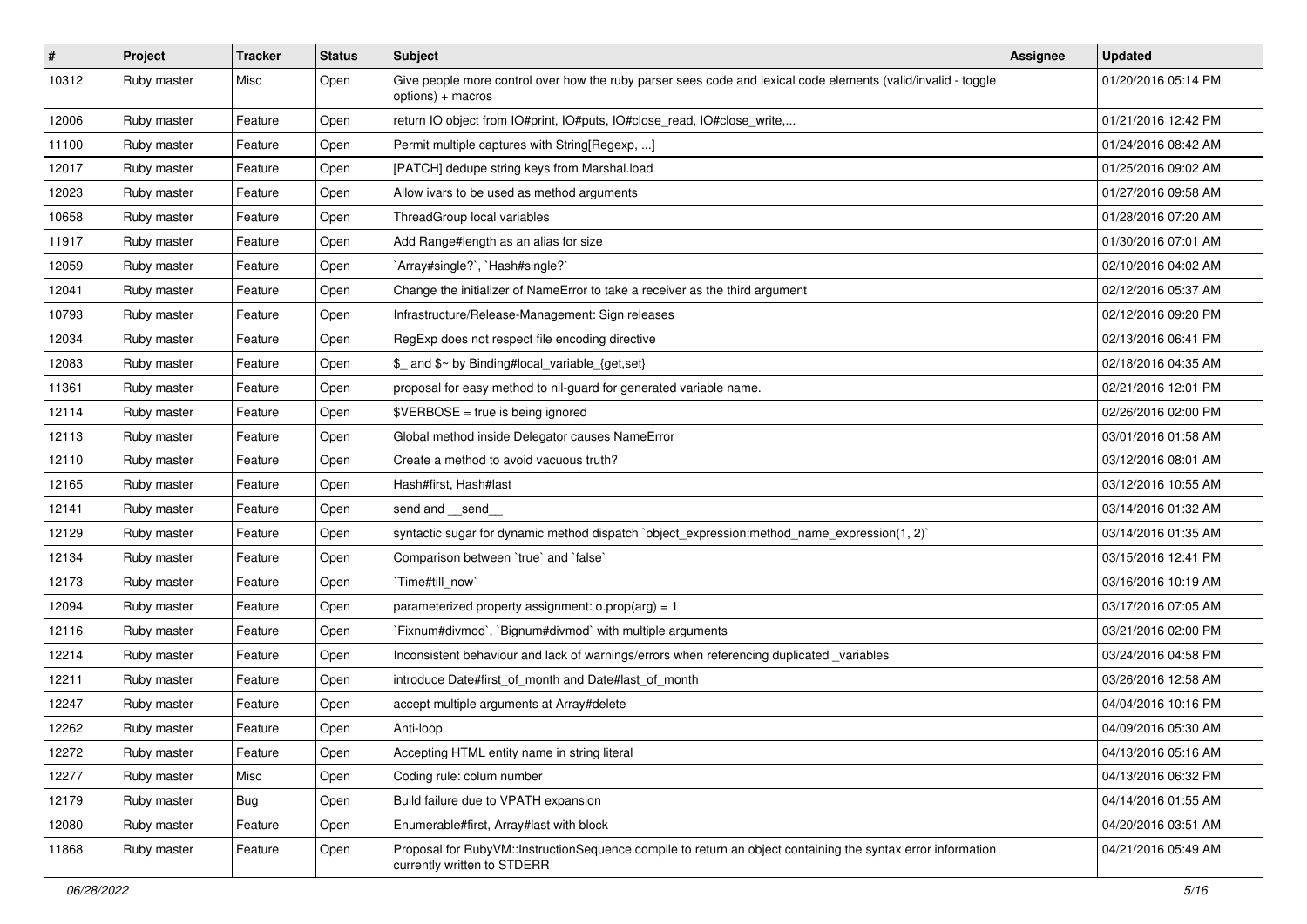| # | Project | Tracker | Status | Subject | Assignee | Updated |
| --- | --- | --- | --- | --- | --- | --- |
| 10312 | Ruby master | Misc | Open | Give people more control over how the ruby parser sees code and lexical code elements (valid/invalid - toggle options) + macros | | 01/20/2016 05:14 PM |
| 12006 | Ruby master | Feature | Open | return IO object from IO#print, IO#puts, IO#close_read, IO#close_write,... | | 01/21/2016 12:42 PM |
| 11100 | Ruby master | Feature | Open | Permit multiple captures with String[Regexp, ...] | | 01/24/2016 08:42 AM |
| 12017 | Ruby master | Feature | Open | [PATCH] dedupe string keys from Marshal.load | | 01/25/2016 09:02 AM |
| 12023 | Ruby master | Feature | Open | Allow ivars to be used as method arguments | | 01/27/2016 09:58 AM |
| 10658 | Ruby master | Feature | Open | ThreadGroup local variables | | 01/28/2016 07:20 AM |
| 11917 | Ruby master | Feature | Open | Add Range#length as an alias for size | | 01/30/2016 07:01 AM |
| 12059 | Ruby master | Feature | Open | `Array#single?`, `Hash#single?` | | 02/10/2016 04:02 AM |
| 12041 | Ruby master | Feature | Open | Change the initializer of NameError to take a receiver as the third argument | | 02/12/2016 05:37 AM |
| 10793 | Ruby master | Feature | Open | Infrastructure/Release-Management: Sign releases | | 02/12/2016 09:20 PM |
| 12034 | Ruby master | Feature | Open | RegExp does not respect file encoding directive | | 02/13/2016 06:41 PM |
| 12083 | Ruby master | Feature | Open | $_ and $~ by Binding#local_variable_{get,set} | | 02/18/2016 04:35 AM |
| 11361 | Ruby master | Feature | Open | proposal for easy method to nil-guard for generated variable name. | | 02/21/2016 12:01 PM |
| 12114 | Ruby master | Feature | Open | $VERBOSE = true is being ignored | | 02/26/2016 02:00 PM |
| 12113 | Ruby master | Feature | Open | Global method inside Delegator causes NameError | | 03/01/2016 01:58 AM |
| 12110 | Ruby master | Feature | Open | Create a method to avoid vacuous truth? | | 03/12/2016 08:01 AM |
| 12165 | Ruby master | Feature | Open | Hash#first, Hash#last | | 03/12/2016 10:55 AM |
| 12141 | Ruby master | Feature | Open | send and __send__ | | 03/14/2016 01:32 AM |
| 12129 | Ruby master | Feature | Open | syntactic sugar for dynamic method dispatch `object_expression:method_name_expression(1, 2)` | | 03/14/2016 01:35 AM |
| 12134 | Ruby master | Feature | Open | Comparison between `true` and `false` | | 03/15/2016 12:41 PM |
| 12173 | Ruby master | Feature | Open | `Time#till_now` | | 03/16/2016 10:19 AM |
| 12094 | Ruby master | Feature | Open | parameterized property assignment: o.prop(arg) = 1 | | 03/17/2016 07:05 AM |
| 12116 | Ruby master | Feature | Open | `Fixnum#divmod`, `Bignum#divmod` with multiple arguments | | 03/21/2016 02:00 PM |
| 12214 | Ruby master | Feature | Open | Inconsistent behaviour and lack of warnings/errors when referencing duplicated _variables | | 03/24/2016 04:58 PM |
| 12211 | Ruby master | Feature | Open | introduce Date#first_of_month and Date#last_of_month | | 03/26/2016 12:58 AM |
| 12247 | Ruby master | Feature | Open | accept multiple arguments at Array#delete | | 04/04/2016 10:16 PM |
| 12262 | Ruby master | Feature | Open | Anti-loop | | 04/09/2016 05:30 AM |
| 12272 | Ruby master | Feature | Open | Accepting HTML entity name in string literal | | 04/13/2016 05:16 AM |
| 12277 | Ruby master | Misc | Open | Coding rule: colum number | | 04/13/2016 06:32 PM |
| 12179 | Ruby master | Bug | Open | Build failure due to VPATH expansion | | 04/14/2016 01:55 AM |
| 12080 | Ruby master | Feature | Open | Enumerable#first, Array#last with block | | 04/20/2016 03:51 AM |
| 11868 | Ruby master | Feature | Open | Proposal for RubyVM::InstructionSequence.compile to return an object containing the syntax error information currently written to STDERR | | 04/21/2016 05:49 AM |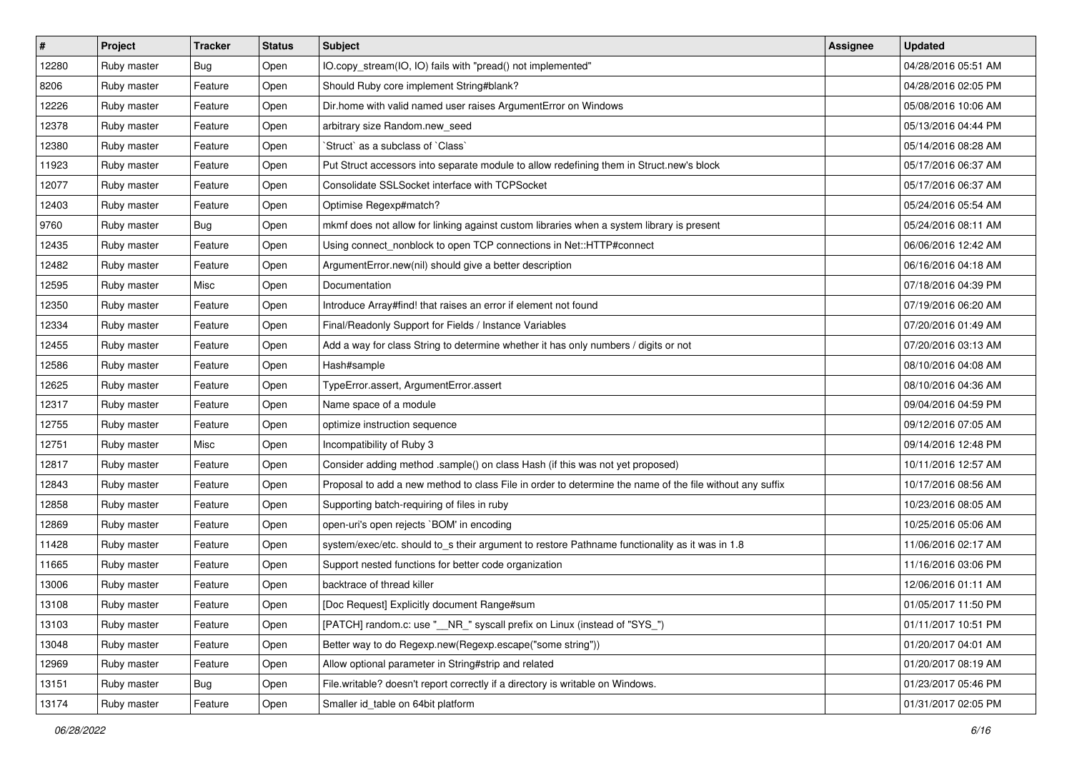| # | Project | Tracker | Status | Subject | Assignee | Updated |
| --- | --- | --- | --- | --- | --- | --- |
| 12280 | Ruby master | Bug | Open | IO.copy_stream(IO, IO) fails with "pread() not implemented" | | 04/28/2016 05:51 AM |
| 8206 | Ruby master | Feature | Open | Should Ruby core implement String#blank? | | 04/28/2016 02:05 PM |
| 12226 | Ruby master | Feature | Open | Dir.home with valid named user raises ArgumentError on Windows | | 05/08/2016 10:06 AM |
| 12378 | Ruby master | Feature | Open | arbitrary size Random.new_seed | | 05/13/2016 04:44 PM |
| 12380 | Ruby master | Feature | Open | `Struct` as a subclass of `Class` | | 05/14/2016 08:28 AM |
| 11923 | Ruby master | Feature | Open | Put Struct accessors into separate module to allow redefining them in Struct.new's block | | 05/17/2016 06:37 AM |
| 12077 | Ruby master | Feature | Open | Consolidate SSLSocket interface with TCPSocket | | 05/17/2016 06:37 AM |
| 12403 | Ruby master | Feature | Open | Optimise Regexp#match? | | 05/24/2016 05:54 AM |
| 9760 | Ruby master | Bug | Open | mkmf does not allow for linking against custom libraries when a system library is present | | 05/24/2016 08:11 AM |
| 12435 | Ruby master | Feature | Open | Using connect_nonblock to open TCP connections in Net::HTTP#connect | | 06/06/2016 12:42 AM |
| 12482 | Ruby master | Feature | Open | ArgumentError.new(nil) should give a better description | | 06/16/2016 04:18 AM |
| 12595 | Ruby master | Misc | Open | Documentation | | 07/18/2016 04:39 PM |
| 12350 | Ruby master | Feature | Open | Introduce Array#find! that raises an error if element not found | | 07/19/2016 06:20 AM |
| 12334 | Ruby master | Feature | Open | Final/Readonly Support for Fields / Instance Variables | | 07/20/2016 01:49 AM |
| 12455 | Ruby master | Feature | Open | Add a way for class String to determine whether it has only numbers / digits or not | | 07/20/2016 03:13 AM |
| 12586 | Ruby master | Feature | Open | Hash#sample | | 08/10/2016 04:08 AM |
| 12625 | Ruby master | Feature | Open | TypeError.assert, ArgumentError.assert | | 08/10/2016 04:36 AM |
| 12317 | Ruby master | Feature | Open | Name space of a module | | 09/04/2016 04:59 PM |
| 12755 | Ruby master | Feature | Open | optimize instruction sequence | | 09/12/2016 07:05 AM |
| 12751 | Ruby master | Misc | Open | Incompatibility of Ruby 3 | | 09/14/2016 12:48 PM |
| 12817 | Ruby master | Feature | Open | Consider adding method .sample() on class Hash (if this was not yet proposed) | | 10/11/2016 12:57 AM |
| 12843 | Ruby master | Feature | Open | Proposal to add a new method to class File in order to determine the name of the file without any suffix | | 10/17/2016 08:56 AM |
| 12858 | Ruby master | Feature | Open | Supporting batch-requiring of files in ruby | | 10/23/2016 08:05 AM |
| 12869 | Ruby master | Feature | Open | open-uri's open rejects `BOM' in encoding | | 10/25/2016 05:06 AM |
| 11428 | Ruby master | Feature | Open | system/exec/etc. should to_s their argument to restore Pathname functionality as it was in 1.8 | | 11/06/2016 02:17 AM |
| 11665 | Ruby master | Feature | Open | Support nested functions for better code organization | | 11/16/2016 03:06 PM |
| 13006 | Ruby master | Feature | Open | backtrace of thread killer | | 12/06/2016 01:11 AM |
| 13108 | Ruby master | Feature | Open | [Doc Request] Explicitly document Range#sum | | 01/05/2017 11:50 PM |
| 13103 | Ruby master | Feature | Open | [PATCH] random.c: use "__NR_" syscall prefix on Linux (instead of "SYS_") | | 01/11/2017 10:51 PM |
| 13048 | Ruby master | Feature | Open | Better way to do Regexp.new(Regexp.escape("some string")) | | 01/20/2017 04:01 AM |
| 12969 | Ruby master | Feature | Open | Allow optional parameter in String#strip and related | | 01/20/2017 08:19 AM |
| 13151 | Ruby master | Bug | Open | File.writable? doesn't report correctly if a directory is writable on Windows. | | 01/23/2017 05:46 PM |
| 13174 | Ruby master | Feature | Open | Smaller id_table on 64bit platform | | 01/31/2017 02:05 PM |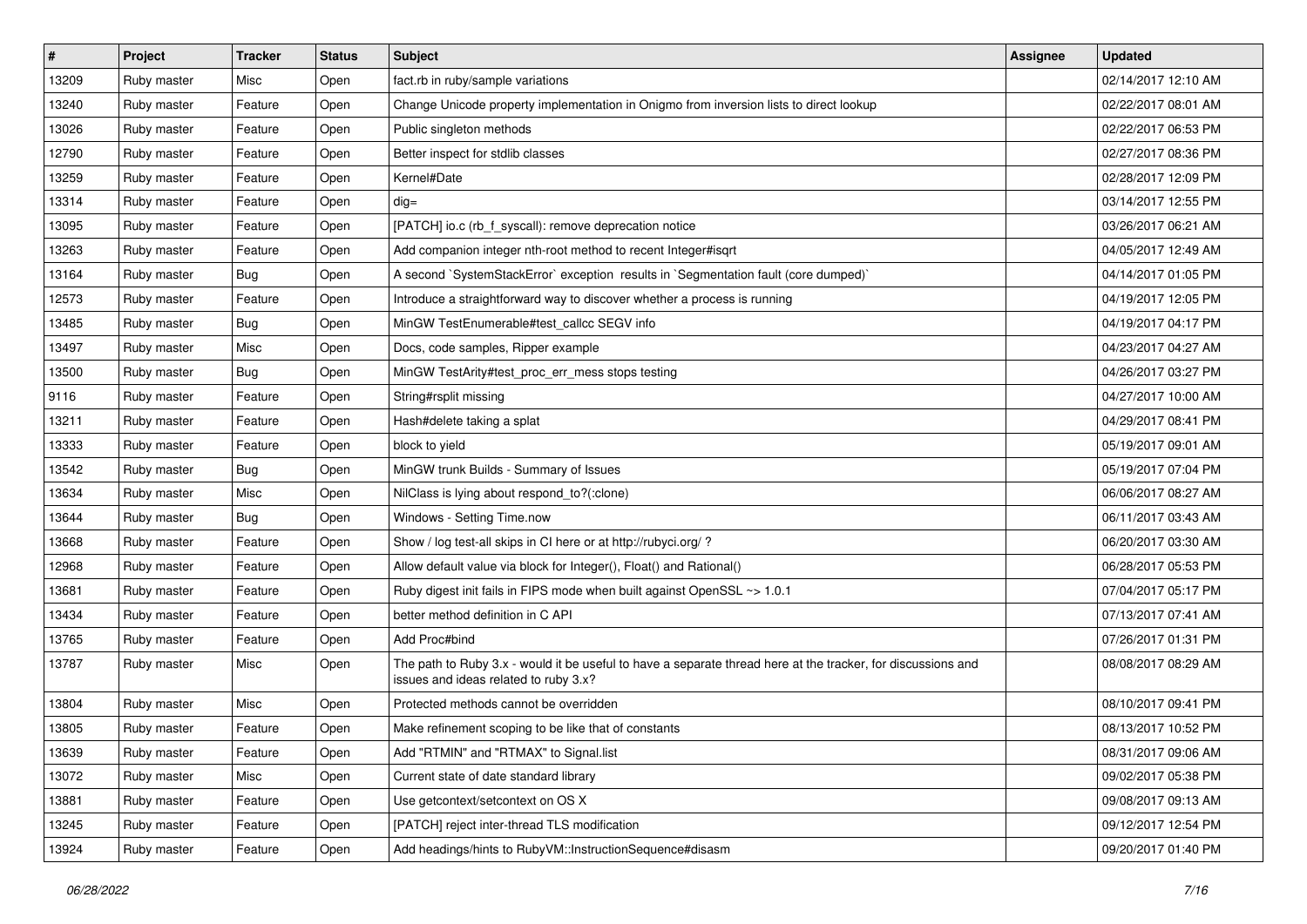| # | Project | Tracker | Status | Subject | Assignee | Updated |
| --- | --- | --- | --- | --- | --- | --- |
| 13209 | Ruby master | Misc | Open | fact.rb in ruby/sample variations | | 02/14/2017 12:10 AM |
| 13240 | Ruby master | Feature | Open | Change Unicode property implementation in Onigmo from inversion lists to direct lookup | | 02/22/2017 08:01 AM |
| 13026 | Ruby master | Feature | Open | Public singleton methods | | 02/22/2017 06:53 PM |
| 12790 | Ruby master | Feature | Open | Better inspect for stdlib classes | | 02/27/2017 08:36 PM |
| 13259 | Ruby master | Feature | Open | Kernel#Date | | 02/28/2017 12:09 PM |
| 13314 | Ruby master | Feature | Open | dig= | | 03/14/2017 12:55 PM |
| 13095 | Ruby master | Feature | Open | [PATCH] io.c (rb_f_syscall): remove deprecation notice | | 03/26/2017 06:21 AM |
| 13263 | Ruby master | Feature | Open | Add companion integer nth-root method to recent Integer#isqrt | | 04/05/2017 12:49 AM |
| 13164 | Ruby master | Bug | Open | A second `SystemStackError` exception results in `Segmentation fault (core dumped)` | | 04/14/2017 01:05 PM |
| 12573 | Ruby master | Feature | Open | Introduce a straightforward way to discover whether a process is running | | 04/19/2017 12:05 PM |
| 13485 | Ruby master | Bug | Open | MinGW TestEnumerable#test_callcc SEGV info | | 04/19/2017 04:17 PM |
| 13497 | Ruby master | Misc | Open | Docs, code samples, Ripper example | | 04/23/2017 04:27 AM |
| 13500 | Ruby master | Bug | Open | MinGW TestArity#test_proc_err_mess stops testing | | 04/26/2017 03:27 PM |
| 9116 | Ruby master | Feature | Open | String#rsplit missing | | 04/27/2017 10:00 AM |
| 13211 | Ruby master | Feature | Open | Hash#delete taking a splat | | 04/29/2017 08:41 PM |
| 13333 | Ruby master | Feature | Open | block to yield | | 05/19/2017 09:01 AM |
| 13542 | Ruby master | Bug | Open | MinGW trunk Builds - Summary of Issues | | 05/19/2017 07:04 PM |
| 13634 | Ruby master | Misc | Open | NilClass is lying about respond_to?(:clone) | | 06/06/2017 08:27 AM |
| 13644 | Ruby master | Bug | Open | Windows - Setting Time.now | | 06/11/2017 03:43 AM |
| 13668 | Ruby master | Feature | Open | Show / log test-all skips in CI here or at http://rubyci.org/ ? | | 06/20/2017 03:30 AM |
| 12968 | Ruby master | Feature | Open | Allow default value via block for Integer(), Float() and Rational() | | 06/28/2017 05:53 PM |
| 13681 | Ruby master | Feature | Open | Ruby digest init fails in FIPS mode when built against OpenSSL ~> 1.0.1 | | 07/04/2017 05:17 PM |
| 13434 | Ruby master | Feature | Open | better method definition in C API | | 07/13/2017 07:41 AM |
| 13765 | Ruby master | Feature | Open | Add Proc#bind | | 07/26/2017 01:31 PM |
| 13787 | Ruby master | Misc | Open | The path to Ruby 3.x - would it be useful to have a separate thread here at the tracker, for discussions and issues and ideas related to ruby 3.x? | | 08/08/2017 08:29 AM |
| 13804 | Ruby master | Misc | Open | Protected methods cannot be overridden | | 08/10/2017 09:41 PM |
| 13805 | Ruby master | Feature | Open | Make refinement scoping to be like that of constants | | 08/13/2017 10:52 PM |
| 13639 | Ruby master | Feature | Open | Add "RTMIN" and "RTMAX" to Signal.list | | 08/31/2017 09:06 AM |
| 13072 | Ruby master | Misc | Open | Current state of date standard library | | 09/02/2017 05:38 PM |
| 13881 | Ruby master | Feature | Open | Use getcontext/setcontext on OS X | | 09/08/2017 09:13 AM |
| 13245 | Ruby master | Feature | Open | [PATCH] reject inter-thread TLS modification | | 09/12/2017 12:54 PM |
| 13924 | Ruby master | Feature | Open | Add headings/hints to RubyVM::InstructionSequence#disasm | | 09/20/2017 01:40 PM |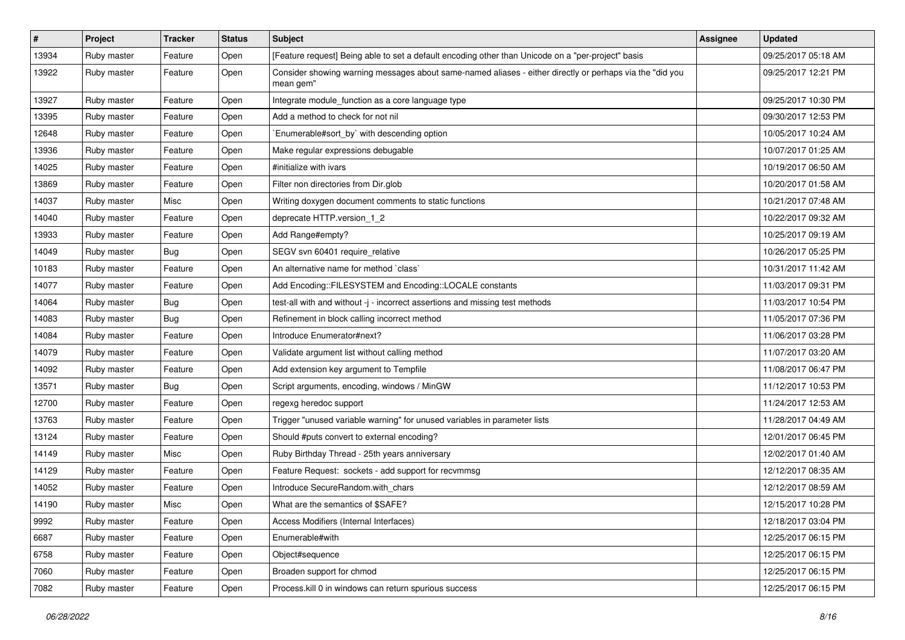| # | Project | Tracker | Status | Subject | Assignee | Updated |
|---|---|---|---|---|---|---|
| 13934 | Ruby master | Feature | Open | [Feature request] Being able to set a default encoding other than Unicode on a "per-project" basis | | 09/25/2017 05:18 AM |
| 13922 | Ruby master | Feature | Open | Consider showing warning messages about same-named aliases - either directly or perhaps via the "did you mean gem" | | 09/25/2017 12:21 PM |
| 13927 | Ruby master | Feature | Open | Integrate module_function as a core language type | | 09/25/2017 10:30 PM |
| 13395 | Ruby master | Feature | Open | Add a method to check for not nil | | 09/30/2017 12:53 PM |
| 12648 | Ruby master | Feature | Open | `Enumerable#sort_by` with descending option | | 10/05/2017 10:24 AM |
| 13936 | Ruby master | Feature | Open | Make regular expressions debugable | | 10/07/2017 01:25 AM |
| 14025 | Ruby master | Feature | Open | #initialize with ivars | | 10/19/2017 06:50 AM |
| 13869 | Ruby master | Feature | Open | Filter non directories from Dir.glob | | 10/20/2017 01:58 AM |
| 14037 | Ruby master | Misc | Open | Writing doxygen document comments to static functions | | 10/21/2017 07:48 AM |
| 14040 | Ruby master | Feature | Open | deprecate HTTP.version_1_2 | | 10/22/2017 09:32 AM |
| 13933 | Ruby master | Feature | Open | Add Range#empty? | | 10/25/2017 09:19 AM |
| 14049 | Ruby master | Bug | Open | SEGV svn 60401 require_relative | | 10/26/2017 05:25 PM |
| 10183 | Ruby master | Feature | Open | An alternative name for method `class` | | 10/31/2017 11:42 AM |
| 14077 | Ruby master | Feature | Open | Add Encoding::FILESYSTEM and Encoding::LOCALE constants | | 11/03/2017 09:31 PM |
| 14064 | Ruby master | Bug | Open | test-all with and without -j - incorrect assertions and missing test methods | | 11/03/2017 10:54 PM |
| 14083 | Ruby master | Bug | Open | Refinement in block calling incorrect method | | 11/05/2017 07:36 PM |
| 14084 | Ruby master | Feature | Open | Introduce Enumerator#next? | | 11/06/2017 03:28 PM |
| 14079 | Ruby master | Feature | Open | Validate argument list without calling method | | 11/07/2017 03:20 AM |
| 14092 | Ruby master | Feature | Open | Add extension key argument to Tempfile | | 11/08/2017 06:47 PM |
| 13571 | Ruby master | Bug | Open | Script arguments, encoding, windows / MinGW | | 11/12/2017 10:53 PM |
| 12700 | Ruby master | Feature | Open | regexg heredoc support | | 11/24/2017 12:53 AM |
| 13763 | Ruby master | Feature | Open | Trigger "unused variable warning" for unused variables in parameter lists | | 11/28/2017 04:49 AM |
| 13124 | Ruby master | Feature | Open | Should #puts convert to external encoding? | | 12/01/2017 06:45 PM |
| 14149 | Ruby master | Misc | Open | Ruby Birthday Thread - 25th years anniversary | | 12/02/2017 01:40 AM |
| 14129 | Ruby master | Feature | Open | Feature Request: sockets - add support for recvmmsg | | 12/12/2017 08:35 AM |
| 14052 | Ruby master | Feature | Open | Introduce SecureRandom.with_chars | | 12/12/2017 08:59 AM |
| 14190 | Ruby master | Misc | Open | What are the semantics of $SAFE? | | 12/15/2017 10:28 PM |
| 9992 | Ruby master | Feature | Open | Access Modifiers (Internal Interfaces) | | 12/18/2017 03:04 PM |
| 6687 | Ruby master | Feature | Open | Enumerable#with | | 12/25/2017 06:15 PM |
| 6758 | Ruby master | Feature | Open | Object#sequence | | 12/25/2017 06:15 PM |
| 7060 | Ruby master | Feature | Open | Broaden support for chmod | | 12/25/2017 06:15 PM |
| 7082 | Ruby master | Feature | Open | Process.kill 0 in windows can return spurious success | | 12/25/2017 06:15 PM |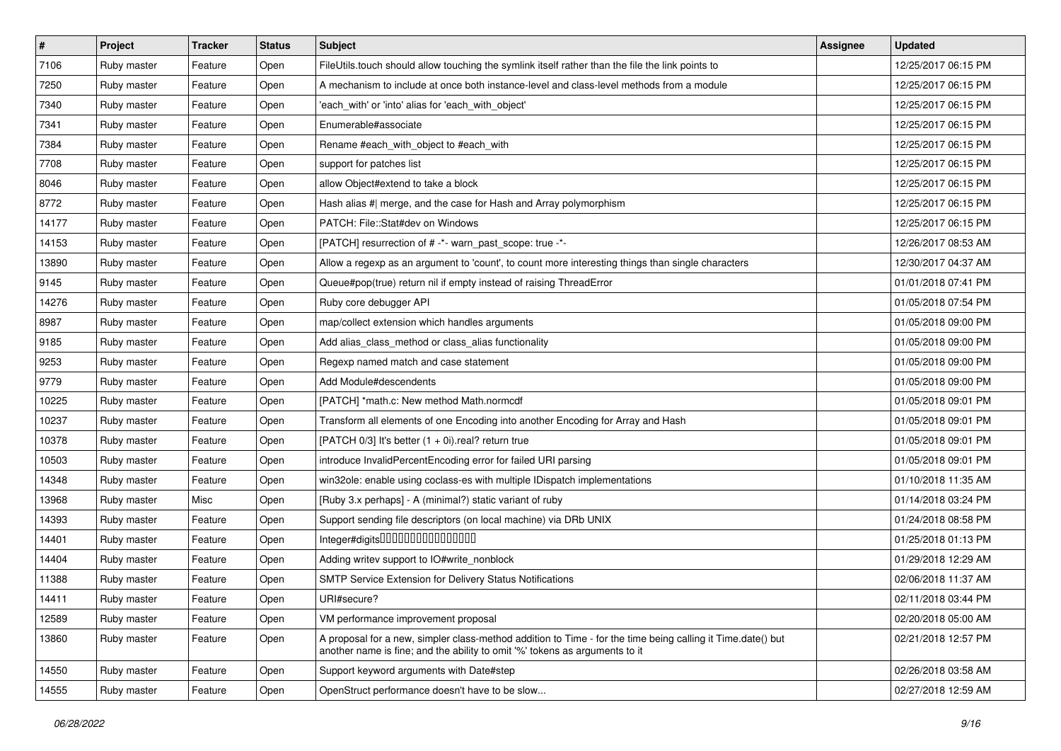| # | Project | Tracker | Status | Subject | Assignee | Updated |
|---|---|---|---|---|---|---|
| 7106 | Ruby master | Feature | Open | FileUtils.touch should allow touching the symlink itself rather than the file the link points to | | 12/25/2017 06:15 PM |
| 7250 | Ruby master | Feature | Open | A mechanism to include at once both instance-level and class-level methods from a module | | 12/25/2017 06:15 PM |
| 7340 | Ruby master | Feature | Open | 'each_with' or 'into' alias for 'each_with_object' | | 12/25/2017 06:15 PM |
| 7341 | Ruby master | Feature | Open | Enumerable#associate | | 12/25/2017 06:15 PM |
| 7384 | Ruby master | Feature | Open | Rename #each_with_object to #each_with | | 12/25/2017 06:15 PM |
| 7708 | Ruby master | Feature | Open | support for patches list | | 12/25/2017 06:15 PM |
| 8046 | Ruby master | Feature | Open | allow Object#extend to take a block | | 12/25/2017 06:15 PM |
| 8772 | Ruby master | Feature | Open | Hash alias #\| merge, and the case for Hash and Array polymorphism | | 12/25/2017 06:15 PM |
| 14177 | Ruby master | Feature | Open | PATCH: File::Stat#dev on Windows | | 12/25/2017 06:15 PM |
| 14153 | Ruby master | Feature | Open | [PATCH] resurrection of # -*- warn_past_scope: true -*- | | 12/26/2017 08:53 AM |
| 13890 | Ruby master | Feature | Open | Allow a regexp as an argument to 'count', to count more interesting things than single characters | | 12/30/2017 04:37 AM |
| 9145 | Ruby master | Feature | Open | Queue#pop(true) return nil if empty instead of raising ThreadError | | 01/01/2018 07:41 PM |
| 14276 | Ruby master | Feature | Open | Ruby core debugger API | | 01/05/2018 07:54 PM |
| 8987 | Ruby master | Feature | Open | map/collect extension which handles arguments | | 01/05/2018 09:00 PM |
| 9185 | Ruby master | Feature | Open | Add alias_class_method or class_alias functionality | | 01/05/2018 09:00 PM |
| 9253 | Ruby master | Feature | Open | Regexp named match and case statement | | 01/05/2018 09:00 PM |
| 9779 | Ruby master | Feature | Open | Add Module#descendents | | 01/05/2018 09:00 PM |
| 10225 | Ruby master | Feature | Open | [PATCH] *math.c: New method Math.normcdf | | 01/05/2018 09:01 PM |
| 10237 | Ruby master | Feature | Open | Transform all elements of one Encoding into another Encoding for Array and Hash | | 01/05/2018 09:01 PM |
| 10378 | Ruby master | Feature | Open | [PATCH 0/3] It's better (1 + 0i).real? return true | | 01/05/2018 09:01 PM |
| 10503 | Ruby master | Feature | Open | introduce InvalidPercentEncoding error for failed URI parsing | | 01/05/2018 09:01 PM |
| 14348 | Ruby master | Feature | Open | win32ole: enable using coclass-es with multiple IDispatch implementations | | 01/10/2018 11:35 AM |
| 13968 | Ruby master | Misc | Open | [Ruby 3.x perhaps] - A (minimal?) static variant of ruby | | 01/14/2018 03:24 PM |
| 14393 | Ruby master | Feature | Open | Support sending file descriptors (on local machine) via DRb UNIX | | 01/24/2018 08:58 PM |
| 14401 | Ruby master | Feature | Open | Integer#digits���������������� | | 01/25/2018 01:13 PM |
| 14404 | Ruby master | Feature | Open | Adding writev support to IO#write_nonblock | | 01/29/2018 12:29 AM |
| 11388 | Ruby master | Feature | Open | SMTP Service Extension for Delivery Status Notifications | | 02/06/2018 11:37 AM |
| 14411 | Ruby master | Feature | Open | URI#secure? | | 02/11/2018 03:44 PM |
| 12589 | Ruby master | Feature | Open | VM performance improvement proposal | | 02/20/2018 05:00 AM |
| 13860 | Ruby master | Feature | Open | A proposal for a new, simpler class-method addition to Time - for the time being calling it Time.date() but another name is fine; and the ability to omit '%' tokens as arguments to it | | 02/21/2018 12:57 PM |
| 14550 | Ruby master | Feature | Open | Support keyword arguments with Date#step | | 02/26/2018 03:58 AM |
| 14555 | Ruby master | Feature | Open | OpenStruct performance doesn't have to be slow... | | 02/27/2018 12:59 AM |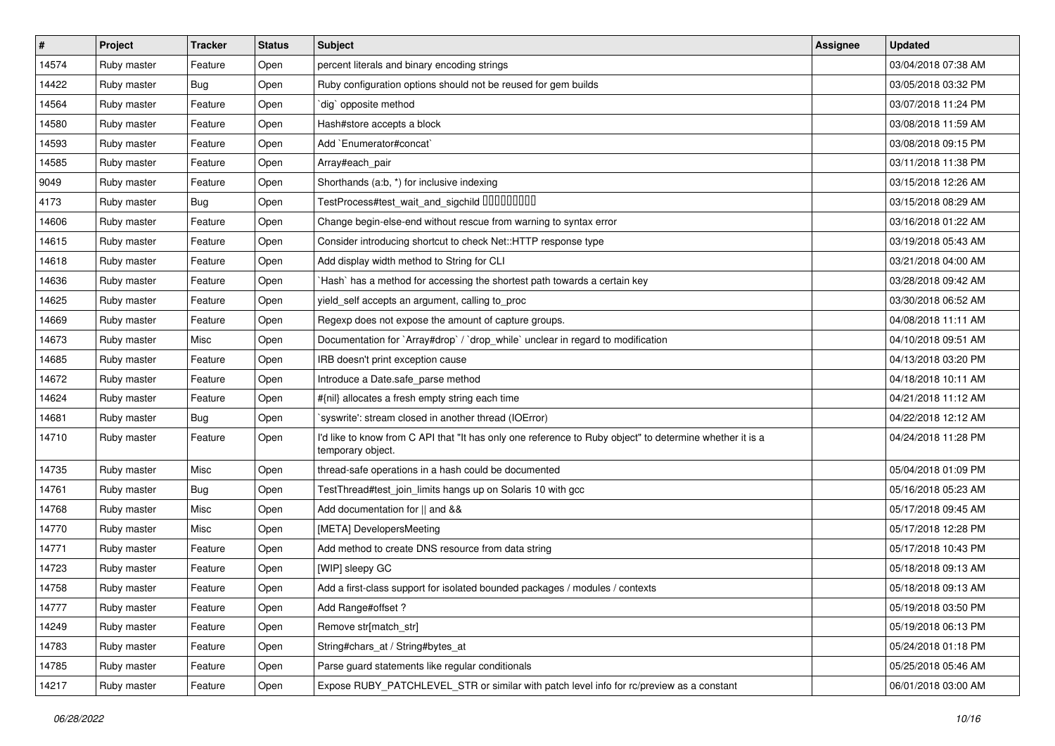| # | Project | Tracker | Status | Subject | Assignee | Updated |
|---|---|---|---|---|---|---|
| 14574 | Ruby master | Feature | Open | percent literals and binary encoding strings | | 03/04/2018 07:38 AM |
| 14422 | Ruby master | Bug | Open | Ruby configuration options should not be reused for gem builds | | 03/05/2018 03:32 PM |
| 14564 | Ruby master | Feature | Open | `dig` opposite method | | 03/07/2018 11:24 PM |
| 14580 | Ruby master | Feature | Open | Hash#store accepts a block | | 03/08/2018 11:59 AM |
| 14593 | Ruby master | Feature | Open | Add `Enumerator#concat` | | 03/08/2018 09:15 PM |
| 14585 | Ruby master | Feature | Open | Array#each_pair | | 03/11/2018 11:38 PM |
| 9049 | Ruby master | Feature | Open | Shorthands (a:b, *) for inclusive indexing | | 03/15/2018 12:26 AM |
| 4173 | Ruby master | Bug | Open | TestProcess#test_wait_and_sigchild □□□□□□□□□ | | 03/15/2018 08:29 AM |
| 14606 | Ruby master | Feature | Open | Change begin-else-end without rescue from warning to syntax error | | 03/16/2018 01:22 AM |
| 14615 | Ruby master | Feature | Open | Consider introducing shortcut to check Net::HTTP response type | | 03/19/2018 05:43 AM |
| 14618 | Ruby master | Feature | Open | Add display width method to String for CLI | | 03/21/2018 04:00 AM |
| 14636 | Ruby master | Feature | Open | `Hash` has a method for accessing the shortest path towards a certain key | | 03/28/2018 09:42 AM |
| 14625 | Ruby master | Feature | Open | yield_self accepts an argument, calling to_proc | | 03/30/2018 06:52 AM |
| 14669 | Ruby master | Feature | Open | Regexp does not expose the amount of capture groups. | | 04/08/2018 11:11 AM |
| 14673 | Ruby master | Misc | Open | Documentation for `Array#drop` / `drop_while` unclear in regard to modification | | 04/10/2018 09:51 AM |
| 14685 | Ruby master | Feature | Open | IRB doesn't print exception cause | | 04/13/2018 03:20 PM |
| 14672 | Ruby master | Feature | Open | Introduce a Date.safe_parse method | | 04/18/2018 10:11 AM |
| 14624 | Ruby master | Feature | Open | #{nil} allocates a fresh empty string each time | | 04/21/2018 11:12 AM |
| 14681 | Ruby master | Bug | Open | `syswrite': stream closed in another thread (IOError) | | 04/22/2018 12:12 AM |
| 14710 | Ruby master | Feature | Open | I'd like to know from C API that "It has only one reference to Ruby object" to determine whether it is a temporary object. | | 04/24/2018 11:28 PM |
| 14735 | Ruby master | Misc | Open | thread-safe operations in a hash could be documented | | 05/04/2018 01:09 PM |
| 14761 | Ruby master | Bug | Open | TestThread#test_join_limits hangs up on Solaris 10 with gcc | | 05/16/2018 05:23 AM |
| 14768 | Ruby master | Misc | Open | Add documentation for \|\| and && | | 05/17/2018 09:45 AM |
| 14770 | Ruby master | Misc | Open | [META] DevelopersMeeting | | 05/17/2018 12:28 PM |
| 14771 | Ruby master | Feature | Open | Add method to create DNS resource from data string | | 05/17/2018 10:43 PM |
| 14723 | Ruby master | Feature | Open | [WIP] sleepy GC | | 05/18/2018 09:13 AM |
| 14758 | Ruby master | Feature | Open | Add a first-class support for isolated bounded packages / modules / contexts | | 05/18/2018 09:13 AM |
| 14777 | Ruby master | Feature | Open | Add Range#offset ? | | 05/19/2018 03:50 PM |
| 14249 | Ruby master | Feature | Open | Remove str[match_str] | | 05/19/2018 06:13 PM |
| 14783 | Ruby master | Feature | Open | String#chars_at / String#bytes_at | | 05/24/2018 01:18 PM |
| 14785 | Ruby master | Feature | Open | Parse guard statements like regular conditionals | | 05/25/2018 05:46 AM |
| 14217 | Ruby master | Feature | Open | Expose RUBY_PATCHLEVEL_STR or similar with patch level info for rc/preview as a constant | | 06/01/2018 03:00 AM |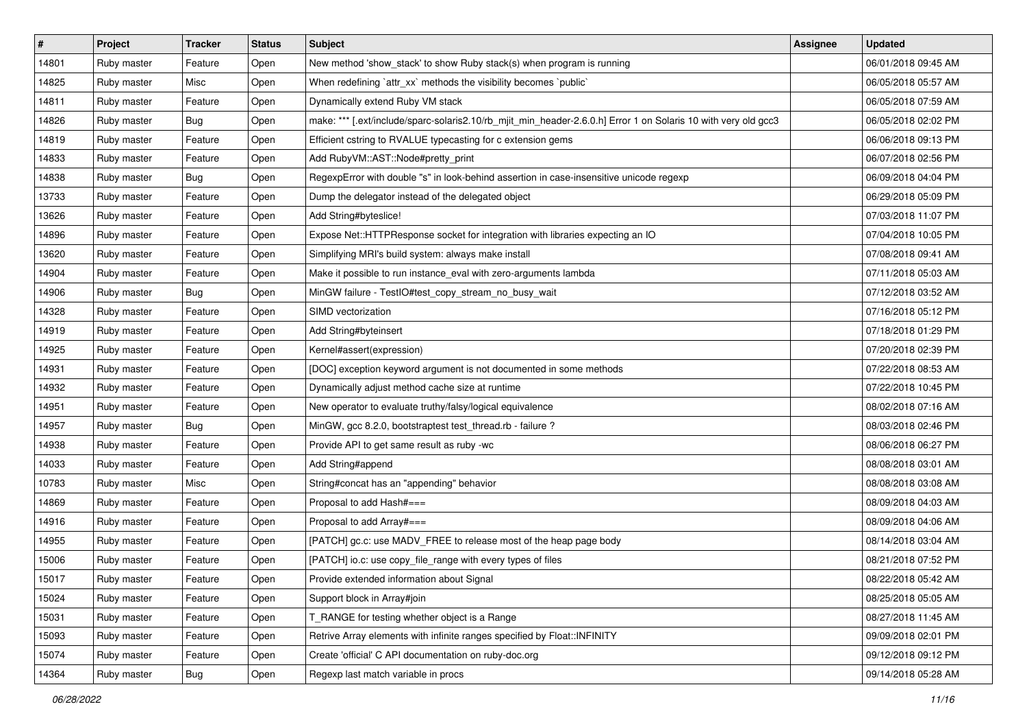| # | Project | Tracker | Status | Subject | Assignee | Updated |
|---|---|---|---|---|---|---|
| 14801 | Ruby master | Feature | Open | New method 'show_stack' to show Ruby stack(s) when program is running | | 06/01/2018 09:45 AM |
| 14825 | Ruby master | Misc | Open | When redefining `attr_xx` methods the visibility becomes `public` | | 06/05/2018 05:57 AM |
| 14811 | Ruby master | Feature | Open | Dynamically extend Ruby VM stack | | 06/05/2018 07:59 AM |
| 14826 | Ruby master | Bug | Open | make: *** [.ext/include/sparc-solaris2.10/rb_mjit_min_header-2.6.0.h] Error 1 on Solaris 10 with very old gcc3 | | 06/05/2018 02:02 PM |
| 14819 | Ruby master | Feature | Open | Efficient cstring to RVALUE typecasting for c extension gems | | 06/06/2018 09:13 PM |
| 14833 | Ruby master | Feature | Open | Add RubyVM::AST::Node#pretty_print | | 06/07/2018 02:56 PM |
| 14838 | Ruby master | Bug | Open | RegexpError with double "s" in look-behind assertion in case-insensitive unicode regexp | | 06/09/2018 04:04 PM |
| 13733 | Ruby master | Feature | Open | Dump the delegator instead of the delegated object | | 06/29/2018 05:09 PM |
| 13626 | Ruby master | Feature | Open | Add String#byteslice! | | 07/03/2018 11:07 PM |
| 14896 | Ruby master | Feature | Open | Expose Net::HTTPResponse socket for integration with libraries expecting an IO | | 07/04/2018 10:05 PM |
| 13620 | Ruby master | Feature | Open | Simplifying MRI's build system: always make install | | 07/08/2018 09:41 AM |
| 14904 | Ruby master | Feature | Open | Make it possible to run instance_eval with zero-arguments lambda | | 07/11/2018 05:03 AM |
| 14906 | Ruby master | Bug | Open | MinGW failure - TestIO#test_copy_stream_no_busy_wait | | 07/12/2018 03:52 AM |
| 14328 | Ruby master | Feature | Open | SIMD vectorization | | 07/16/2018 05:12 PM |
| 14919 | Ruby master | Feature | Open | Add String#byteinsert | | 07/18/2018 01:29 PM |
| 14925 | Ruby master | Feature | Open | Kernel#assert(expression) | | 07/20/2018 02:39 PM |
| 14931 | Ruby master | Feature | Open | [DOC] exception keyword argument is not documented in some methods | | 07/22/2018 08:53 AM |
| 14932 | Ruby master | Feature | Open | Dynamically adjust method cache size at runtime | | 07/22/2018 10:45 PM |
| 14951 | Ruby master | Feature | Open | New operator to evaluate truthy/falsy/logical equivalence | | 08/02/2018 07:16 AM |
| 14957 | Ruby master | Bug | Open | MinGW, gcc 8.2.0, bootstraptest test_thread.rb - failure ? | | 08/03/2018 02:46 PM |
| 14938 | Ruby master | Feature | Open | Provide API to get same result as ruby -wc | | 08/06/2018 06:27 PM |
| 14033 | Ruby master | Feature | Open | Add String#append | | 08/08/2018 03:01 AM |
| 10783 | Ruby master | Misc | Open | String#concat has an "appending" behavior | | 08/08/2018 03:08 AM |
| 14869 | Ruby master | Feature | Open | Proposal to add Hash#=== | | 08/09/2018 04:03 AM |
| 14916 | Ruby master | Feature | Open | Proposal to add Array#=== | | 08/09/2018 04:06 AM |
| 14955 | Ruby master | Feature | Open | [PATCH] gc.c: use MADV_FREE to release most of the heap page body | | 08/14/2018 03:04 AM |
| 15006 | Ruby master | Feature | Open | [PATCH] io.c: use copy_file_range with every types of files | | 08/21/2018 07:52 PM |
| 15017 | Ruby master | Feature | Open | Provide extended information about Signal | | 08/22/2018 05:42 AM |
| 15024 | Ruby master | Feature | Open | Support block in Array#join | | 08/25/2018 05:05 AM |
| 15031 | Ruby master | Feature | Open | T_RANGE for testing whether object is a Range | | 08/27/2018 11:45 AM |
| 15093 | Ruby master | Feature | Open | Retrive Array elements with infinite ranges specified by Float::INFINITY | | 09/09/2018 02:01 PM |
| 15074 | Ruby master | Feature | Open | Create 'official' C API documentation on ruby-doc.org | | 09/12/2018 09:12 PM |
| 14364 | Ruby master | Bug | Open | Regexp last match variable in procs | | 09/14/2018 05:28 AM |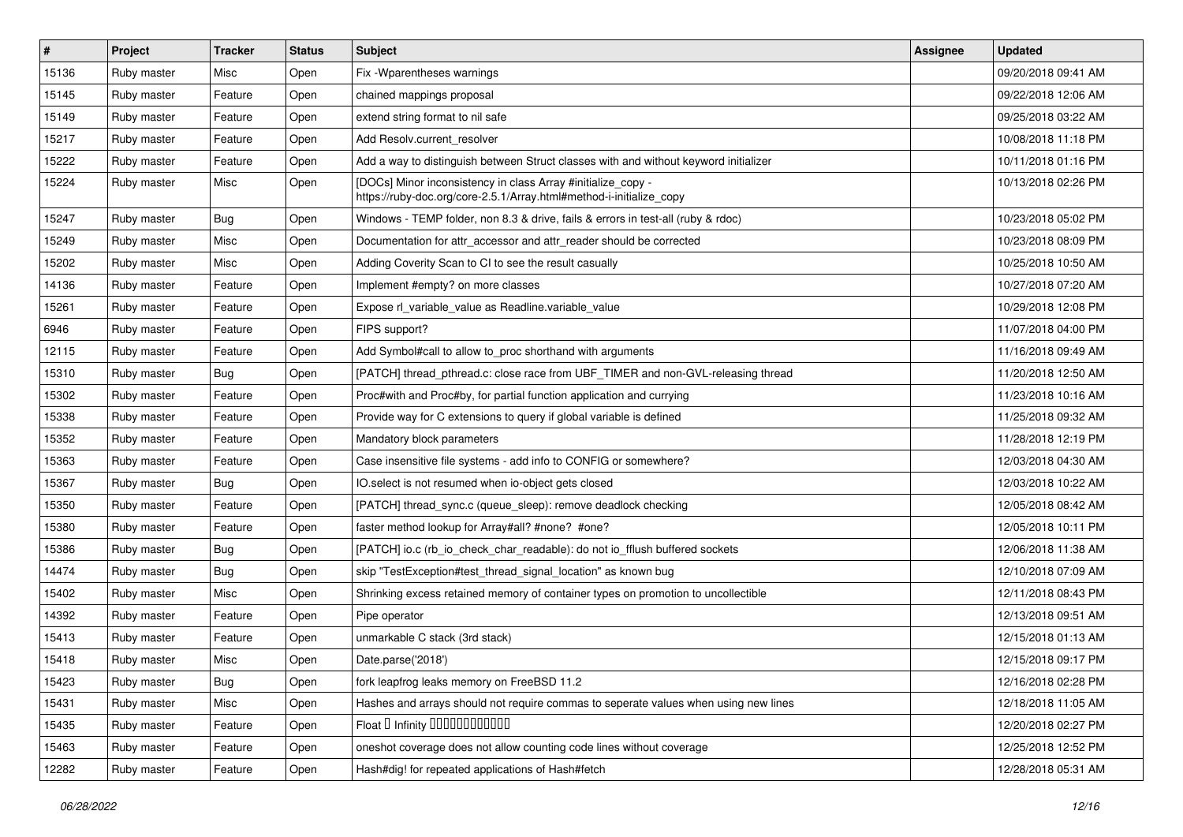| # | Project | Tracker | Status | Subject | Assignee | Updated |
| --- | --- | --- | --- | --- | --- | --- |
| 15136 | Ruby master | Misc | Open | Fix -Wparentheses warnings | | 09/20/2018 09:41 AM |
| 15145 | Ruby master | Feature | Open | chained mappings proposal | | 09/22/2018 12:06 AM |
| 15149 | Ruby master | Feature | Open | extend string format to nil safe | | 09/25/2018 03:22 AM |
| 15217 | Ruby master | Feature | Open | Add Resolv.current_resolver | | 10/08/2018 11:18 PM |
| 15222 | Ruby master | Feature | Open | Add a way to distinguish between Struct classes with and without keyword initializer | | 10/11/2018 01:16 PM |
| 15224 | Ruby master | Misc | Open | [DOCs] Minor inconsistency in class Array #initialize_copy - https://ruby-doc.org/core-2.5.1/Array.html#method-i-initialize_copy | | 10/13/2018 02:26 PM |
| 15247 | Ruby master | Bug | Open | Windows - TEMP folder, non 8.3 & drive, fails & errors in test-all (ruby & rdoc) | | 10/23/2018 05:02 PM |
| 15249 | Ruby master | Misc | Open | Documentation for attr_accessor and attr_reader should be corrected | | 10/23/2018 08:09 PM |
| 15202 | Ruby master | Misc | Open | Adding Coverity Scan to CI to see the result casually | | 10/25/2018 10:50 AM |
| 14136 | Ruby master | Feature | Open | Implement #empty? on more classes | | 10/27/2018 07:20 AM |
| 15261 | Ruby master | Feature | Open | Expose rl_variable_value as Readline.variable_value | | 10/29/2018 12:08 PM |
| 6946 | Ruby master | Feature | Open | FIPS support? | | 11/07/2018 04:00 PM |
| 12115 | Ruby master | Feature | Open | Add Symbol#call to allow to_proc shorthand with arguments | | 11/16/2018 09:49 AM |
| 15310 | Ruby master | Bug | Open | [PATCH] thread_pthread.c: close race from UBF_TIMER and non-GVL-releasing thread | | 11/20/2018 12:50 AM |
| 15302 | Ruby master | Feature | Open | Proc#with and Proc#by, for partial function application and currying | | 11/23/2018 10:16 AM |
| 15338 | Ruby master | Feature | Open | Provide way for C extensions to query if global variable is defined | | 11/25/2018 09:32 AM |
| 15352 | Ruby master | Feature | Open | Mandatory block parameters | | 11/28/2018 12:19 PM |
| 15363 | Ruby master | Feature | Open | Case insensitive file systems - add info to CONFIG or somewhere? | | 12/03/2018 04:30 AM |
| 15367 | Ruby master | Bug | Open | IO.select is not resumed when io-object gets closed | | 12/03/2018 10:22 AM |
| 15350 | Ruby master | Feature | Open | [PATCH] thread_sync.c (queue_sleep): remove deadlock checking | | 12/05/2018 08:42 AM |
| 15380 | Ruby master | Feature | Open | faster method lookup for Array#all? #none? #one? | | 12/05/2018 10:11 PM |
| 15386 | Ruby master | Bug | Open | [PATCH] io.c (rb_io_check_char_readable): do not io_fflush buffered sockets | | 12/06/2018 11:38 AM |
| 14474 | Ruby master | Bug | Open | skip "TestException#test_thread_signal_location" as known bug | | 12/10/2018 07:09 AM |
| 15402 | Ruby master | Misc | Open | Shrinking excess retained memory of container types on promotion to uncollectible | | 12/11/2018 08:43 PM |
| 14392 | Ruby master | Feature | Open | Pipe operator | | 12/13/2018 09:51 AM |
| 15413 | Ruby master | Feature | Open | unmarkable C stack (3rd stack) | | 12/15/2018 01:13 AM |
| 15418 | Ruby master | Misc | Open | Date.parse('2018') | | 12/15/2018 09:17 PM |
| 15423 | Ruby master | Bug | Open | fork leapfrog leaks memory on FreeBSD 11.2 | | 12/16/2018 02:28 PM |
| 15431 | Ruby master | Misc | Open | Hashes and arrays should not require commas to seperate values when using new lines | | 12/18/2018 11:05 AM |
| 15435 | Ruby master | Feature | Open | Float � Infinity ������������ | | 12/20/2018 02:27 PM |
| 15463 | Ruby master | Feature | Open | oneshot coverage does not allow counting code lines without coverage | | 12/25/2018 12:52 PM |
| 12282 | Ruby master | Feature | Open | Hash#dig! for repeated applications of Hash#fetch | | 12/28/2018 05:31 AM |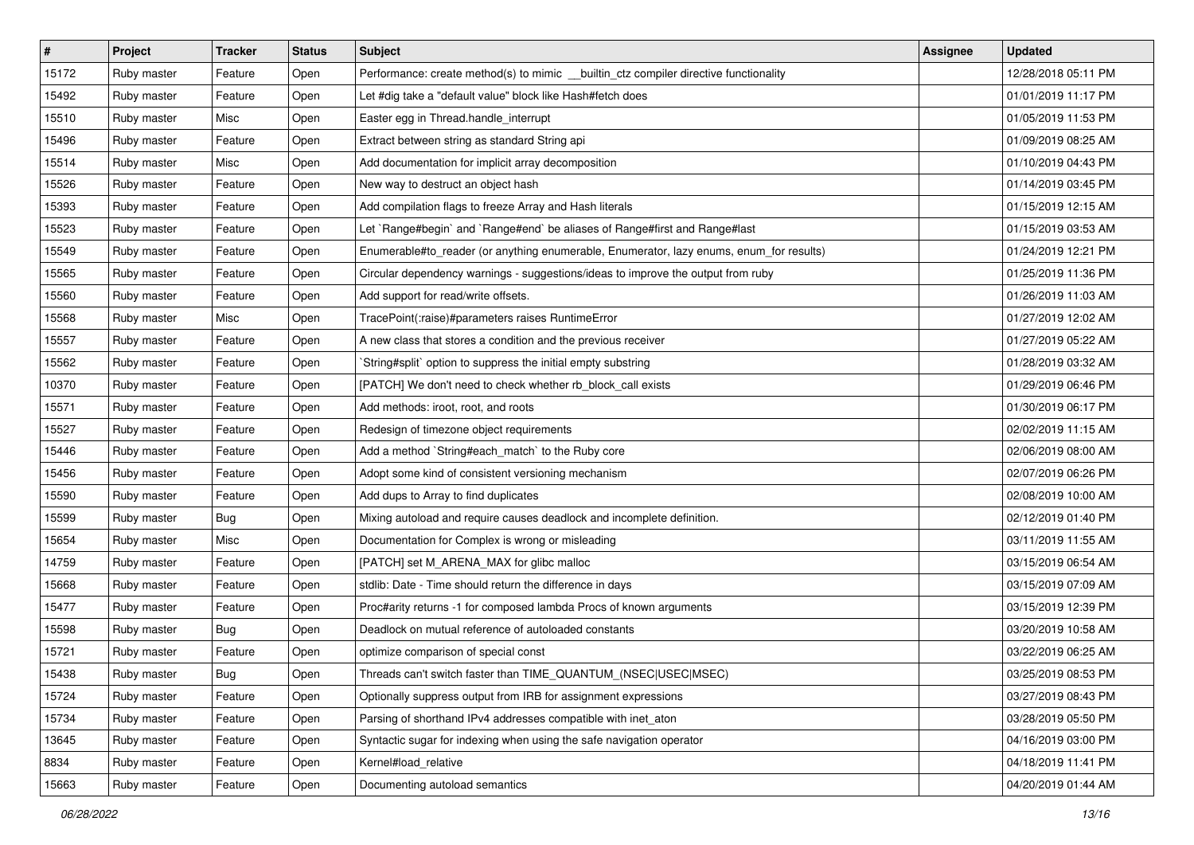| # | Project | Tracker | Status | Subject | Assignee | Updated |
|---|---|---|---|---|---|---|
| 15172 | Ruby master | Feature | Open | Performance: create method(s) to mimic __builtin_ctz compiler directive functionality | | 12/28/2018 05:11 PM |
| 15492 | Ruby master | Feature | Open | Let #dig take a "default value" block like Hash#fetch does | | 01/01/2019 11:17 PM |
| 15510 | Ruby master | Misc | Open | Easter egg in Thread.handle_interrupt | | 01/05/2019 11:53 PM |
| 15496 | Ruby master | Feature | Open | Extract between string as standard String api | | 01/09/2019 08:25 AM |
| 15514 | Ruby master | Misc | Open | Add documentation for implicit array decomposition | | 01/10/2019 04:43 PM |
| 15526 | Ruby master | Feature | Open | New way to destruct an object hash | | 01/14/2019 03:45 PM |
| 15393 | Ruby master | Feature | Open | Add compilation flags to freeze Array and Hash literals | | 01/15/2019 12:15 AM |
| 15523 | Ruby master | Feature | Open | Let `Range#begin` and `Range#end` be aliases of Range#first and Range#last | | 01/15/2019 03:53 AM |
| 15549 | Ruby master | Feature | Open | Enumerable#to_reader (or anything enumerable, Enumerator, lazy enums, enum_for results) | | 01/24/2019 12:21 PM |
| 15565 | Ruby master | Feature | Open | Circular dependency warnings - suggestions/ideas to improve the output from ruby | | 01/25/2019 11:36 PM |
| 15560 | Ruby master | Feature | Open | Add support for read/write offsets. | | 01/26/2019 11:03 AM |
| 15568 | Ruby master | Misc | Open | TracePoint(:raise)#parameters raises RuntimeError | | 01/27/2019 12:02 AM |
| 15557 | Ruby master | Feature | Open | A new class that stores a condition and the previous receiver | | 01/27/2019 05:22 AM |
| 15562 | Ruby master | Feature | Open | `String#split` option to suppress the initial empty substring | | 01/28/2019 03:32 AM |
| 10370 | Ruby master | Feature | Open | [PATCH] We don't need to check whether rb_block_call exists | | 01/29/2019 06:46 PM |
| 15571 | Ruby master | Feature | Open | Add methods: iroot, root, and roots | | 01/30/2019 06:17 PM |
| 15527 | Ruby master | Feature | Open | Redesign of timezone object requirements | | 02/02/2019 11:15 AM |
| 15446 | Ruby master | Feature | Open | Add a method `String#each_match` to the Ruby core | | 02/06/2019 08:00 AM |
| 15456 | Ruby master | Feature | Open | Adopt some kind of consistent versioning mechanism | | 02/07/2019 06:26 PM |
| 15590 | Ruby master | Feature | Open | Add dups to Array to find duplicates | | 02/08/2019 10:00 AM |
| 15599 | Ruby master | Bug | Open | Mixing autoload and require causes deadlock and incomplete definition. | | 02/12/2019 01:40 PM |
| 15654 | Ruby master | Misc | Open | Documentation for Complex is wrong or misleading | | 03/11/2019 11:55 AM |
| 14759 | Ruby master | Feature | Open | [PATCH] set M_ARENA_MAX for glibc malloc | | 03/15/2019 06:54 AM |
| 15668 | Ruby master | Feature | Open | stdlib: Date - Time should return the difference in days | | 03/15/2019 07:09 AM |
| 15477 | Ruby master | Feature | Open | Proc#arity returns -1 for composed lambda Procs of known arguments | | 03/15/2019 12:39 PM |
| 15598 | Ruby master | Bug | Open | Deadlock on mutual reference of autoloaded constants | | 03/20/2019 10:58 AM |
| 15721 | Ruby master | Feature | Open | optimize comparison of special const | | 03/22/2019 06:25 AM |
| 15438 | Ruby master | Bug | Open | Threads can't switch faster than TIME_QUANTUM_(NSEC\|USEC\|MSEC) | | 03/25/2019 08:53 PM |
| 15724 | Ruby master | Feature | Open | Optionally suppress output from IRB for assignment expressions | | 03/27/2019 08:43 PM |
| 15734 | Ruby master | Feature | Open | Parsing of shorthand IPv4 addresses compatible with inet_aton | | 03/28/2019 05:50 PM |
| 13645 | Ruby master | Feature | Open | Syntactic sugar for indexing when using the safe navigation operator | | 04/16/2019 03:00 PM |
| 8834 | Ruby master | Feature | Open | Kernel#load_relative | | 04/18/2019 11:41 PM |
| 15663 | Ruby master | Feature | Open | Documenting autoload semantics | | 04/20/2019 01:44 AM |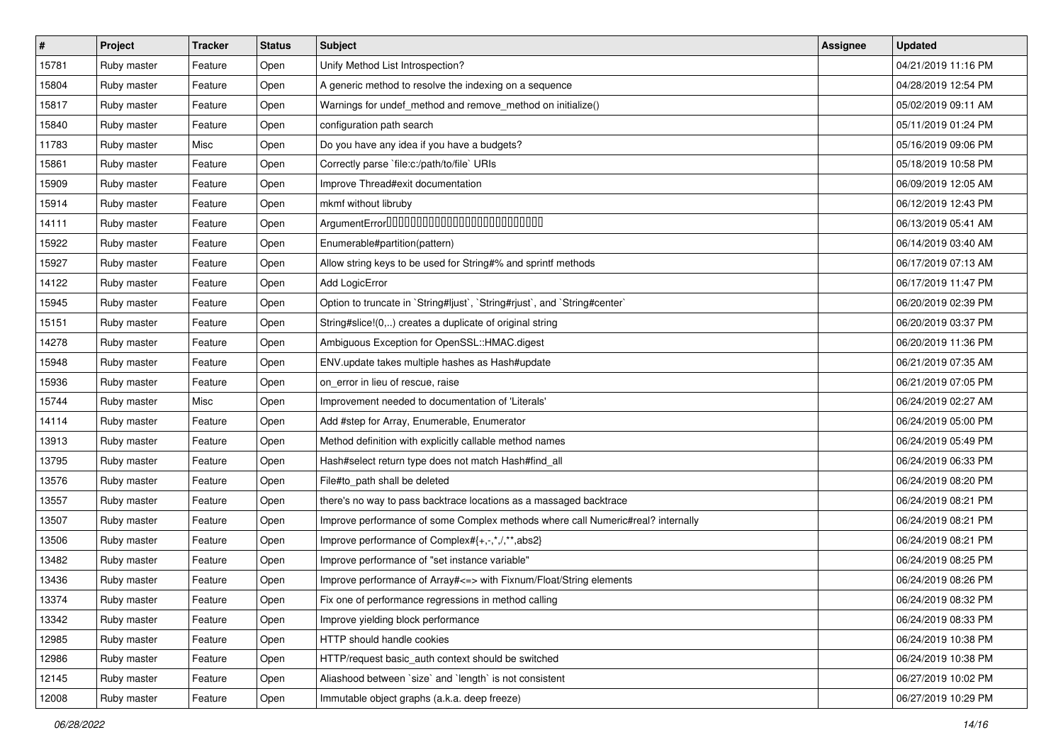| # | Project | Tracker | Status | Subject | Assignee | Updated |
|---|---|---|---|---|---|---|
| 15781 | Ruby master | Feature | Open | Unify Method List Introspection? | | 04/21/2019 11:16 PM |
| 15804 | Ruby master | Feature | Open | A generic method to resolve the indexing on a sequence | | 04/28/2019 12:54 PM |
| 15817 | Ruby master | Feature | Open | Warnings for undef_method and remove_method on initialize() | | 05/02/2019 09:11 AM |
| 15840 | Ruby master | Feature | Open | configuration path search | | 05/11/2019 01:24 PM |
| 11783 | Ruby master | Misc | Open | Do you have any idea if you have a budgets? | | 05/16/2019 09:06 PM |
| 15861 | Ruby master | Feature | Open | Correctly parse `file:c:/path/to/file` URIs | | 05/18/2019 10:58 PM |
| 15909 | Ruby master | Feature | Open | Improve Thread#exit documentation | | 06/09/2019 12:05 AM |
| 15914 | Ruby master | Feature | Open | mkmf without libruby | | 06/12/2019 12:43 PM |
| 14111 | Ruby master | Feature | Open | ArgumentError□□□□□□□□□□□□□□□□□□□□□□□□□□□□ | | 06/13/2019 05:41 AM |
| 15922 | Ruby master | Feature | Open | Enumerable#partition(pattern) | | 06/14/2019 03:40 AM |
| 15927 | Ruby master | Feature | Open | Allow string keys to be used for String#% and sprintf methods | | 06/17/2019 07:13 AM |
| 14122 | Ruby master | Feature | Open | Add LogicError | | 06/17/2019 11:47 PM |
| 15945 | Ruby master | Feature | Open | Option to truncate in `String#ljust`, `String#rjust`, and `String#center` | | 06/20/2019 02:39 PM |
| 15151 | Ruby master | Feature | Open | String#slice!(0,..) creates a duplicate of original string | | 06/20/2019 03:37 PM |
| 14278 | Ruby master | Feature | Open | Ambiguous Exception for OpenSSL::HMAC.digest | | 06/20/2019 11:36 PM |
| 15948 | Ruby master | Feature | Open | ENV.update takes multiple hashes as Hash#update | | 06/21/2019 07:35 AM |
| 15936 | Ruby master | Feature | Open | on_error in lieu of rescue, raise | | 06/21/2019 07:05 PM |
| 15744 | Ruby master | Misc | Open | Improvement needed to documentation of 'Literals' | | 06/24/2019 02:27 AM |
| 14114 | Ruby master | Feature | Open | Add #step for Array, Enumerable, Enumerator | | 06/24/2019 05:00 PM |
| 13913 | Ruby master | Feature | Open | Method definition with explicitly callable method names | | 06/24/2019 05:49 PM |
| 13795 | Ruby master | Feature | Open | Hash#select return type does not match Hash#find_all | | 06/24/2019 06:33 PM |
| 13576 | Ruby master | Feature | Open | File#to_path shall be deleted | | 06/24/2019 08:20 PM |
| 13557 | Ruby master | Feature | Open | there's no way to pass backtrace locations as a massaged backtrace | | 06/24/2019 08:21 PM |
| 13507 | Ruby master | Feature | Open | Improve performance of some Complex methods where call Numeric#real? internally | | 06/24/2019 08:21 PM |
| 13506 | Ruby master | Feature | Open | Improve performance of Complex#{+,-,*,/,**,abs2} | | 06/24/2019 08:21 PM |
| 13482 | Ruby master | Feature | Open | Improve performance of "set instance variable" | | 06/24/2019 08:25 PM |
| 13436 | Ruby master | Feature | Open | Improve performance of Array#<=> with Fixnum/Float/String elements | | 06/24/2019 08:26 PM |
| 13374 | Ruby master | Feature | Open | Fix one of performance regressions in method calling | | 06/24/2019 08:32 PM |
| 13342 | Ruby master | Feature | Open | Improve yielding block performance | | 06/24/2019 08:33 PM |
| 12985 | Ruby master | Feature | Open | HTTP should handle cookies | | 06/24/2019 10:38 PM |
| 12986 | Ruby master | Feature | Open | HTTP/request basic_auth context should be switched | | 06/24/2019 10:38 PM |
| 12145 | Ruby master | Feature | Open | Aliashood between `size` and `length` is not consistent | | 06/27/2019 10:02 PM |
| 12008 | Ruby master | Feature | Open | Immutable object graphs (a.k.a. deep freeze) | | 06/27/2019 10:29 PM |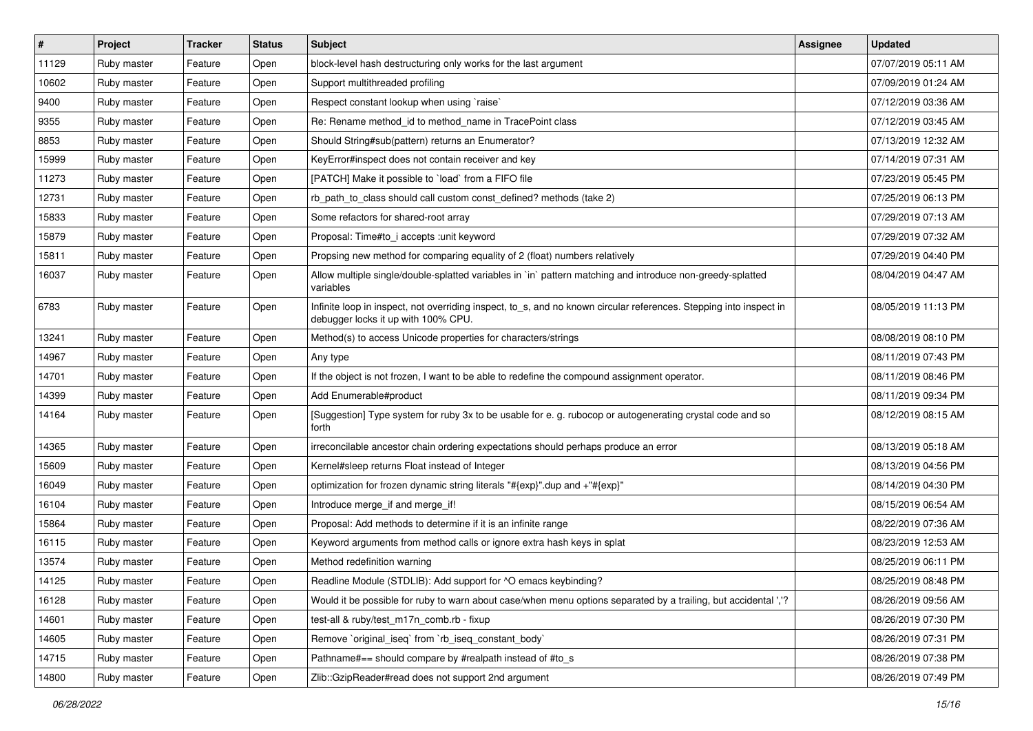| # | Project | Tracker | Status | Subject | Assignee | Updated |
|---|---|---|---|---|---|---|
| 11129 | Ruby master | Feature | Open | block-level hash destructuring only works for the last argument | | 07/07/2019 05:11 AM |
| 10602 | Ruby master | Feature | Open | Support multithreaded profiling | | 07/09/2019 01:24 AM |
| 9400 | Ruby master | Feature | Open | Respect constant lookup when using `raise` | | 07/12/2019 03:36 AM |
| 9355 | Ruby master | Feature | Open | Re: Rename method_id to method_name in TracePoint class | | 07/12/2019 03:45 AM |
| 8853 | Ruby master | Feature | Open | Should String#sub(pattern) returns an Enumerator? | | 07/13/2019 12:32 AM |
| 15999 | Ruby master | Feature | Open | KeyError#inspect does not contain receiver and key | | 07/14/2019 07:31 AM |
| 11273 | Ruby master | Feature | Open | [PATCH] Make it possible to `load` from a FIFO file | | 07/23/2019 05:45 PM |
| 12731 | Ruby master | Feature | Open | rb_path_to_class should call custom const_defined? methods (take 2) | | 07/25/2019 06:13 PM |
| 15833 | Ruby master | Feature | Open | Some refactors for shared-root array | | 07/29/2019 07:13 AM |
| 15879 | Ruby master | Feature | Open | Proposal: Time#to_i accepts :unit keyword | | 07/29/2019 07:32 AM |
| 15811 | Ruby master | Feature | Open | Propsing new method for comparing equality of 2 (float) numbers relatively | | 07/29/2019 04:40 PM |
| 16037 | Ruby master | Feature | Open | Allow multiple single/double-splatted variables in `in` pattern matching and introduce non-greedy-splatted variables | | 08/04/2019 04:47 AM |
| 6783 | Ruby master | Feature | Open | Infinite loop in inspect, not overriding inspect, to_s, and no known circular references. Stepping into inspect in debugger locks it up with 100% CPU. | | 08/05/2019 11:13 PM |
| 13241 | Ruby master | Feature | Open | Method(s) to access Unicode properties for characters/strings | | 08/08/2019 08:10 PM |
| 14967 | Ruby master | Feature | Open | Any type | | 08/11/2019 07:43 PM |
| 14701 | Ruby master | Feature | Open | If the object is not frozen, I want to be able to redefine the compound assignment operator. | | 08/11/2019 08:46 PM |
| 14399 | Ruby master | Feature | Open | Add Enumerable#product | | 08/11/2019 09:34 PM |
| 14164 | Ruby master | Feature | Open | [Suggestion] Type system for ruby 3x to be usable for e. g. rubocop or autogenerating crystal code and so forth | | 08/12/2019 08:15 AM |
| 14365 | Ruby master | Feature | Open | irreconcilable ancestor chain ordering expectations should perhaps produce an error | | 08/13/2019 05:18 AM |
| 15609 | Ruby master | Feature | Open | Kernel#sleep returns Float instead of Integer | | 08/13/2019 04:56 PM |
| 16049 | Ruby master | Feature | Open | optimization for frozen dynamic string literals "#{exp}".dup and +"#{exp}" | | 08/14/2019 04:30 PM |
| 16104 | Ruby master | Feature | Open | Introduce merge_if and merge_if! | | 08/15/2019 06:54 AM |
| 15864 | Ruby master | Feature | Open | Proposal: Add methods to determine if it is an infinite range | | 08/22/2019 07:36 AM |
| 16115 | Ruby master | Feature | Open | Keyword arguments from method calls or ignore extra hash keys in splat | | 08/23/2019 12:53 AM |
| 13574 | Ruby master | Feature | Open | Method redefinition warning | | 08/25/2019 06:11 PM |
| 14125 | Ruby master | Feature | Open | Readline Module (STDLIB): Add support for ^O emacs keybinding? | | 08/25/2019 08:48 PM |
| 16128 | Ruby master | Feature | Open | Would it be possible for ruby to warn about case/when menu options separated by a trailing, but accidental ','? | | 08/26/2019 09:56 AM |
| 14601 | Ruby master | Feature | Open | test-all & ruby/test_m17n_comb.rb - fixup | | 08/26/2019 07:30 PM |
| 14605 | Ruby master | Feature | Open | Remove `original_iseq` from `rb_iseq_constant_body` | | 08/26/2019 07:31 PM |
| 14715 | Ruby master | Feature | Open | Pathname#== should compare by #realpath instead of #to_s | | 08/26/2019 07:38 PM |
| 14800 | Ruby master | Feature | Open | Zlib::GzipReader#read does not support 2nd argument | | 08/26/2019 07:49 PM |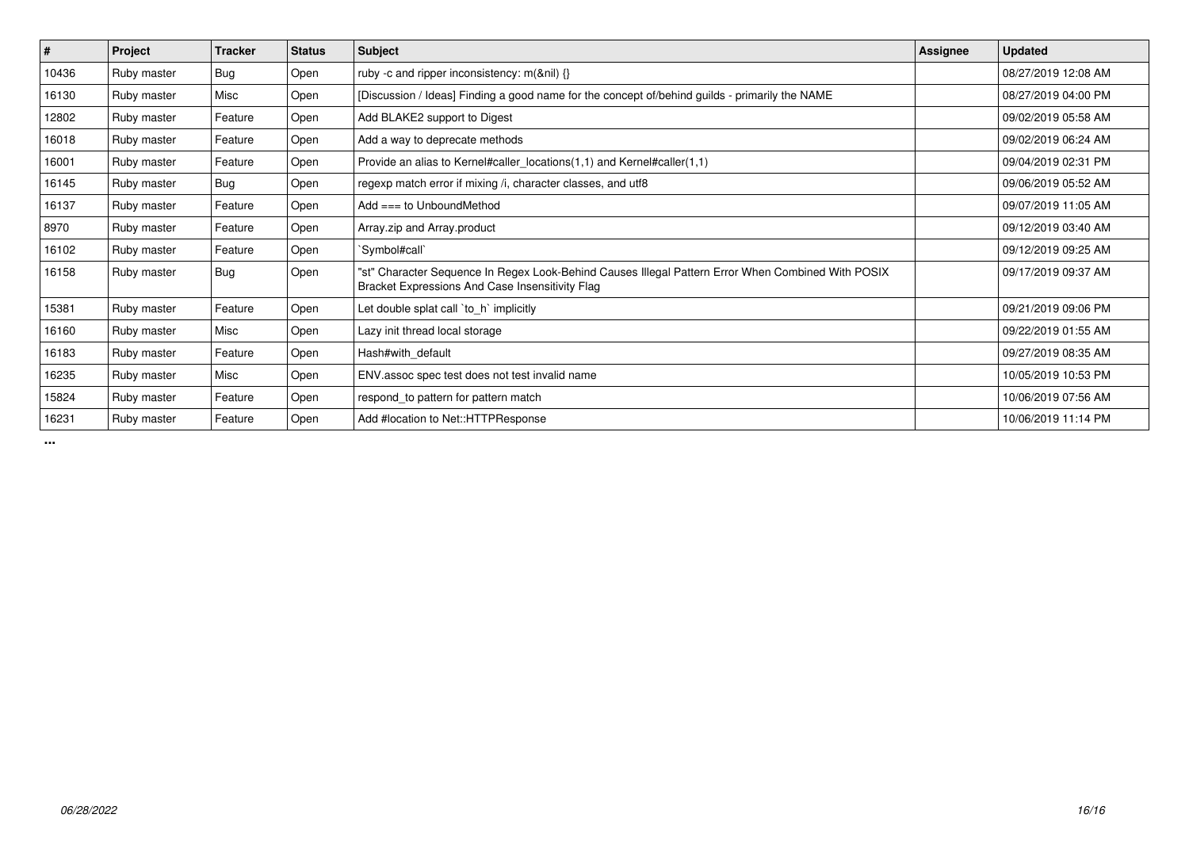| # | Project | Tracker | Status | Subject | Assignee | Updated |
|---|---|---|---|---|---|---|
| 10436 | Ruby master | Bug | Open | ruby -c and ripper inconsistency: m(&nil) {} | | 08/27/2019 12:08 AM |
| 16130 | Ruby master | Misc | Open | [Discussion / Ideas] Finding a good name for the concept of/behind guilds - primarily the NAME | | 08/27/2019 04:00 PM |
| 12802 | Ruby master | Feature | Open | Add BLAKE2 support to Digest | | 09/02/2019 05:58 AM |
| 16018 | Ruby master | Feature | Open | Add a way to deprecate methods | | 09/02/2019 06:24 AM |
| 16001 | Ruby master | Feature | Open | Provide an alias to Kernel#caller_locations(1,1) and Kernel#caller(1,1) | | 09/04/2019 02:31 PM |
| 16145 | Ruby master | Bug | Open | regexp match error if mixing /i, character classes, and utf8 | | 09/06/2019 05:52 AM |
| 16137 | Ruby master | Feature | Open | Add === to UnboundMethod | | 09/07/2019 11:05 AM |
| 8970 | Ruby master | Feature | Open | Array.zip and Array.product | | 09/12/2019 03:40 AM |
| 16102 | Ruby master | Feature | Open | `Symbol#call` | | 09/12/2019 09:25 AM |
| 16158 | Ruby master | Bug | Open | "st" Character Sequence In Regex Look-Behind Causes Illegal Pattern Error When Combined With POSIX Bracket Expressions And Case Insensitivity Flag | | 09/17/2019 09:37 AM |
| 15381 | Ruby master | Feature | Open | Let double splat call `to_h` implicitly | | 09/21/2019 09:06 PM |
| 16160 | Ruby master | Misc | Open | Lazy init thread local storage | | 09/22/2019 01:55 AM |
| 16183 | Ruby master | Feature | Open | Hash#with_default | | 09/27/2019 08:35 AM |
| 16235 | Ruby master | Misc | Open | ENV.assoc spec test does not test invalid name | | 10/05/2019 10:53 PM |
| 15824 | Ruby master | Feature | Open | respond_to pattern for pattern match | | 10/06/2019 07:56 AM |
| 16231 | Ruby master | Feature | Open | Add #location to Net::HTTPResponse | | 10/06/2019 11:14 PM |

...